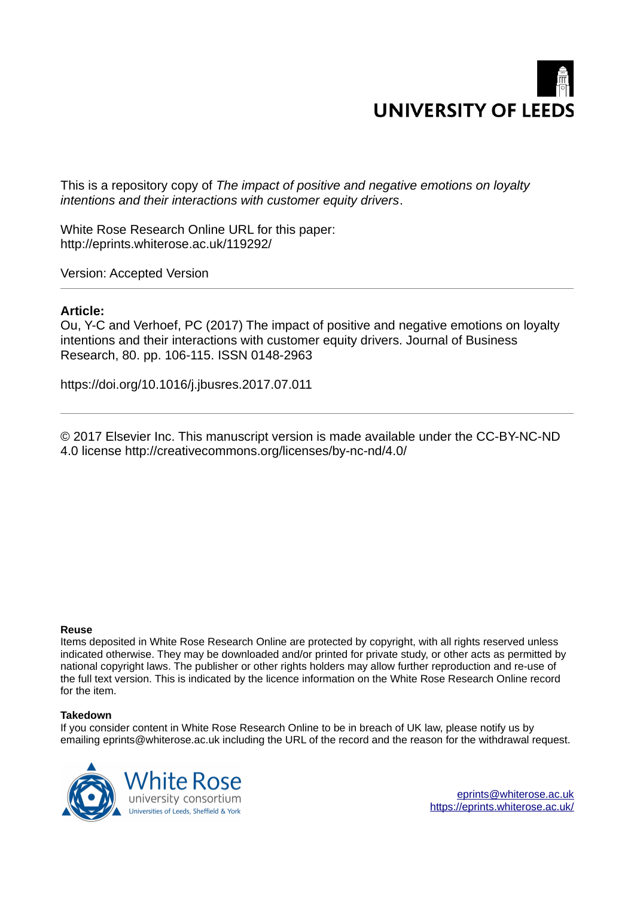UNIVERSITY OF LEEDS

This is a repository copy of *The impact of positive and negative emotions on loyalty intentions and their interactions with customer equity drivers*.

White Rose Research Online URL for this paper:
http://eprints.whiterose.ac.uk/119292/

Version: Accepted Version

---

**Article:**

Ou, Y-C and Verhoef, PC (2017) The impact of positive and negative emotions on loyalty intentions and their interactions with customer equity drivers. Journal of Business Research, 80. pp. 106-115. ISSN 0148-2963

https://doi.org/10.1016/j.jbusres.2017.07.011

---

© 2017 Elsevier Inc. This manuscript version is made available under the CC-BY-NC-ND 4.0 license http://creativecommons.org/licenses/by-nc-nd/4.0/

**Reuse**

Items deposited in White Rose Research Online are protected by copyright, with all rights reserved unless indicated otherwise. They may be downloaded and/or printed for private study, or other acts as permitted by national copyright laws. The publisher or other rights holders may allow further reproduction and re-use of the full text version. This is indicated by the licence information on the White Rose Research Online record for the item.

**Takedown**

If you consider content in White Rose Research Online to be in breach of UK law, please notify us by emailing eprints@whiterose.ac.uk including the URL of the record and the reason for the withdrawal request.

White Rose university consortium
Universities of Leeds, Sheffield & York

eprints@whiterose.ac.uk
https://eprints.whiterose.ac.uk/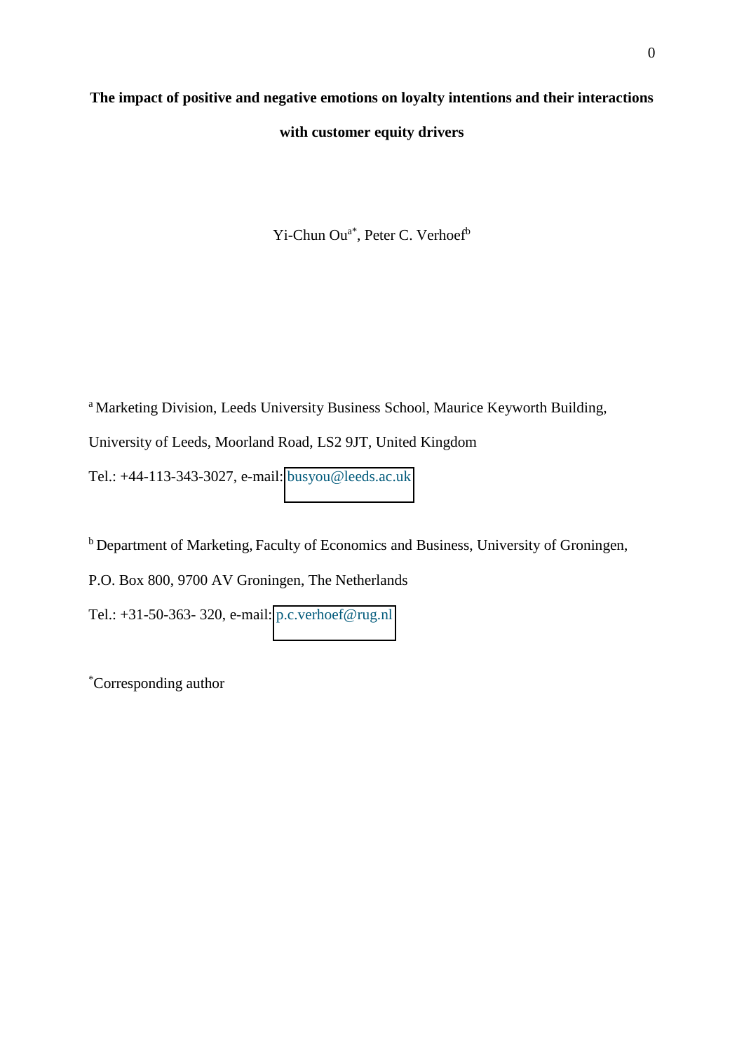# The impact of positive and negative emotions on loyalty intentions and their interactions with customer equity drivers

Yi-Chun Ou[a*], Peter C. Verhoef[b]

[a] Marketing Division, Leeds University Business School, Maurice Keyworth Building, University of Leeds, Moorland Road, LS2 9JT, United Kingdom

Tel.: +44-113-343-3027, e-mail: busyou@leeds.ac.uk

[b] Department of Marketing, Faculty of Economics and Business, University of Groningen, P.O. Box 800, 9700 AV Groningen, The Netherlands

Tel.: +31-50-363- 320, e-mail: p.c.verhoef@rug.nl

[*]Corresponding author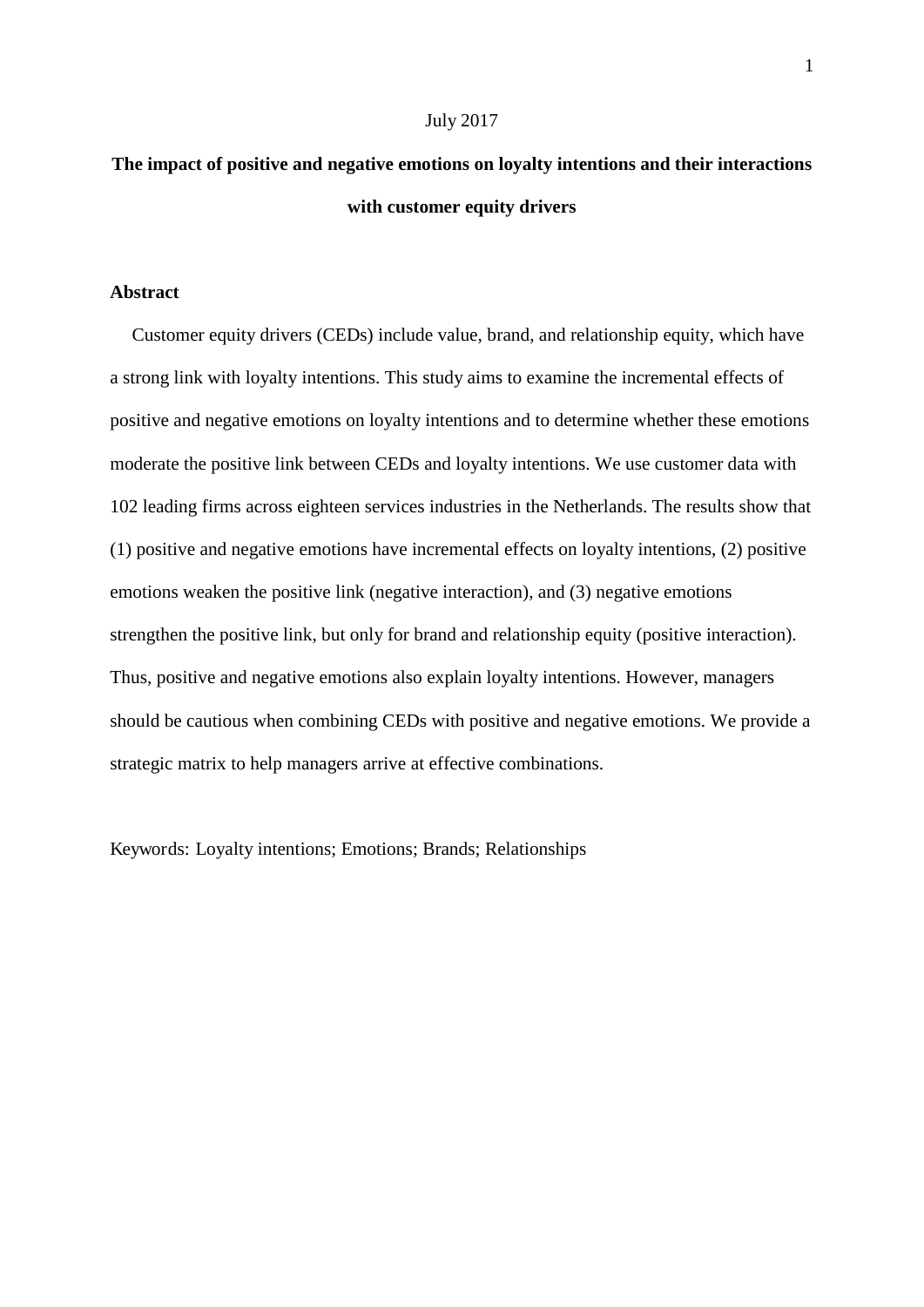July 2017

# The impact of positive and negative emotions on loyalty intentions and their interactions with customer equity drivers

## Abstract

Customer equity drivers (CEDs) include value, brand, and relationship equity, which have a strong link with loyalty intentions. This study aims to examine the incremental effects of positive and negative emotions on loyalty intentions and to determine whether these emotions moderate the positive link between CEDs and loyalty intentions. We use customer data with 102 leading firms across eighteen services industries in the Netherlands. The results show that (1) positive and negative emotions have incremental effects on loyalty intentions, (2) positive emotions weaken the positive link (negative interaction), and (3) negative emotions strengthen the positive link, but only for brand and relationship equity (positive interaction). Thus, positive and negative emotions also explain loyalty intentions. However, managers should be cautious when combining CEDs with positive and negative emotions. We provide a strategic matrix to help managers arrive at effective combinations.

Keywords: Loyalty intentions; Emotions; Brands; Relationships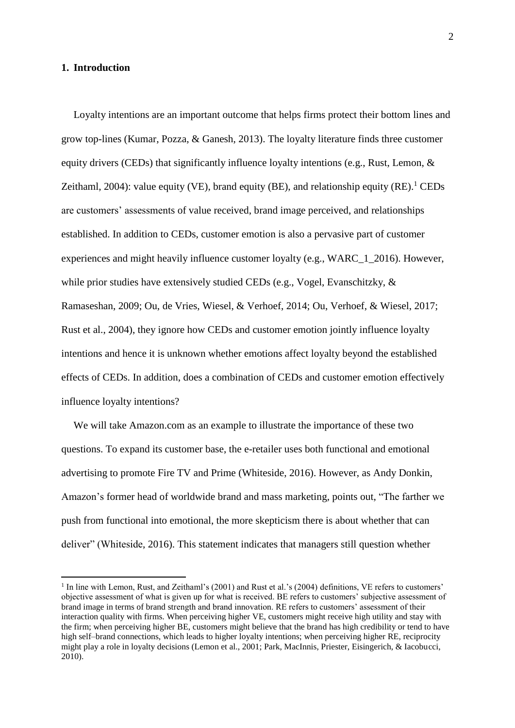## 1. Introduction

Loyalty intentions are an important outcome that helps firms protect their bottom lines and grow top-lines (Kumar, Pozza, & Ganesh, 2013). The loyalty literature finds three customer equity drivers (CEDs) that significantly influence loyalty intentions (e.g., Rust, Lemon, & Zeithaml, 2004): value equity (VE), brand equity (BE), and relationship equity (RE).[1] CEDs are customers' assessments of value received, brand image perceived, and relationships established. In addition to CEDs, customer emotion is also a pervasive part of customer experiences and might heavily influence customer loyalty (e.g., WARC_1_2016). However, while prior studies have extensively studied CEDs (e.g., Vogel, Evanschitzky, & Ramaseshan, 2009; Ou, de Vries, Wiesel, & Verhoef, 2014; Ou, Verhoef, & Wiesel, 2017; Rust et al., 2004), they ignore how CEDs and customer emotion jointly influence loyalty intentions and hence it is unknown whether emotions affect loyalty beyond the established effects of CEDs. In addition, does a combination of CEDs and customer emotion effectively influence loyalty intentions?

We will take Amazon.com as an example to illustrate the importance of these two questions. To expand its customer base, the e-retailer uses both functional and emotional advertising to promote Fire TV and Prime (Whiteside, 2016). However, as Andy Donkin, Amazon's former head of worldwide brand and mass marketing, points out, "The farther we push from functional into emotional, the more skepticism there is about whether that can deliver" (Whiteside, 2016). This statement indicates that managers still question whether

[1] In line with Lemon, Rust, and Zeithaml's (2001) and Rust et al.'s (2004) definitions, VE refers to customers' objective assessment of what is given up for what is received. BE refers to customers' subjective assessment of brand image in terms of brand strength and brand innovation. RE refers to customers' assessment of their interaction quality with firms. When perceiving higher VE, customers might receive high utility and stay with the firm; when perceiving higher BE, customers might believe that the brand has high credibility or tend to have high self–brand connections, which leads to higher loyalty intentions; when perceiving higher RE, reciprocity might play a role in loyalty decisions (Lemon et al., 2001; Park, MacInnis, Priester, Eisingerich, & Iacobucci, 2010).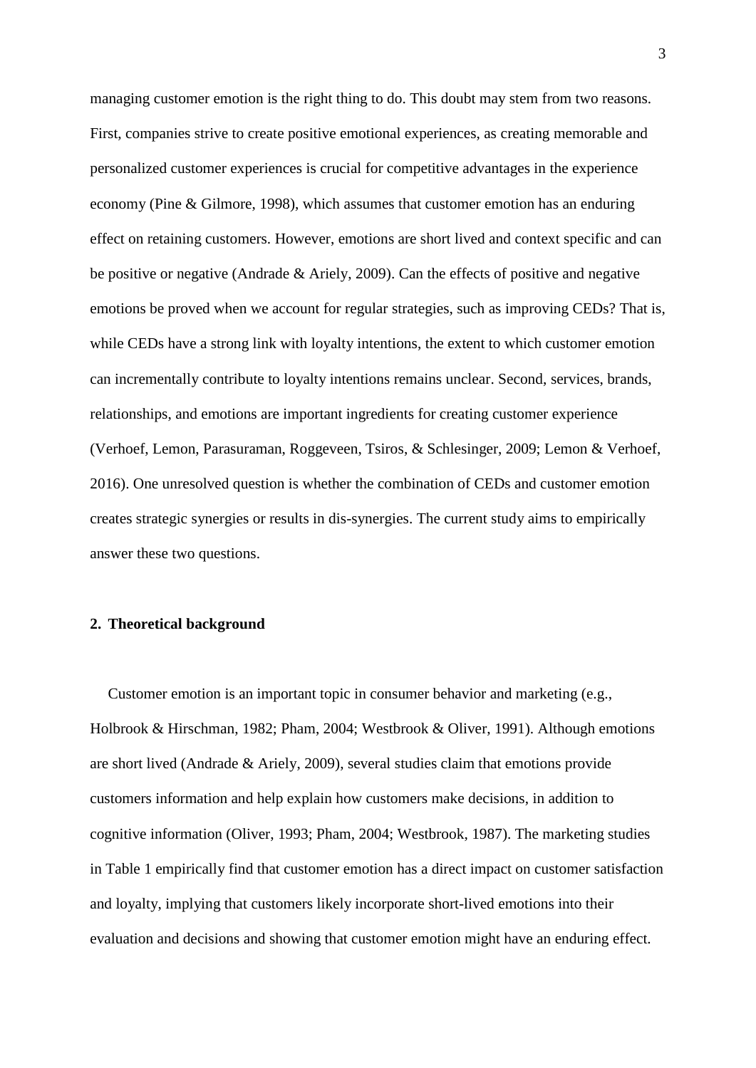managing customer emotion is the right thing to do. This doubt may stem from two reasons. First, companies strive to create positive emotional experiences, as creating memorable and personalized customer experiences is crucial for competitive advantages in the experience economy (Pine & Gilmore, 1998), which assumes that customer emotion has an enduring effect on retaining customers. However, emotions are short lived and context specific and can be positive or negative (Andrade & Ariely, 2009). Can the effects of positive and negative emotions be proved when we account for regular strategies, such as improving CEDs? That is, while CEDs have a strong link with loyalty intentions, the extent to which customer emotion can incrementally contribute to loyalty intentions remains unclear. Second, services, brands, relationships, and emotions are important ingredients for creating customer experience (Verhoef, Lemon, Parasuraman, Roggeveen, Tsiros, & Schlesinger, 2009; Lemon & Verhoef, 2016). One unresolved question is whether the combination of CEDs and customer emotion creates strategic synergies or results in dis-synergies. The current study aims to empirically answer these two questions.

## 2. Theoretical background

Customer emotion is an important topic in consumer behavior and marketing (e.g., Holbrook & Hirschman, 1982; Pham, 2004; Westbrook & Oliver, 1991). Although emotions are short lived (Andrade & Ariely, 2009), several studies claim that emotions provide customers information and help explain how customers make decisions, in addition to cognitive information (Oliver, 1993; Pham, 2004; Westbrook, 1987). The marketing studies in Table 1 empirically find that customer emotion has a direct impact on customer satisfaction and loyalty, implying that customers likely incorporate short-lived emotions into their evaluation and decisions and showing that customer emotion might have an enduring effect.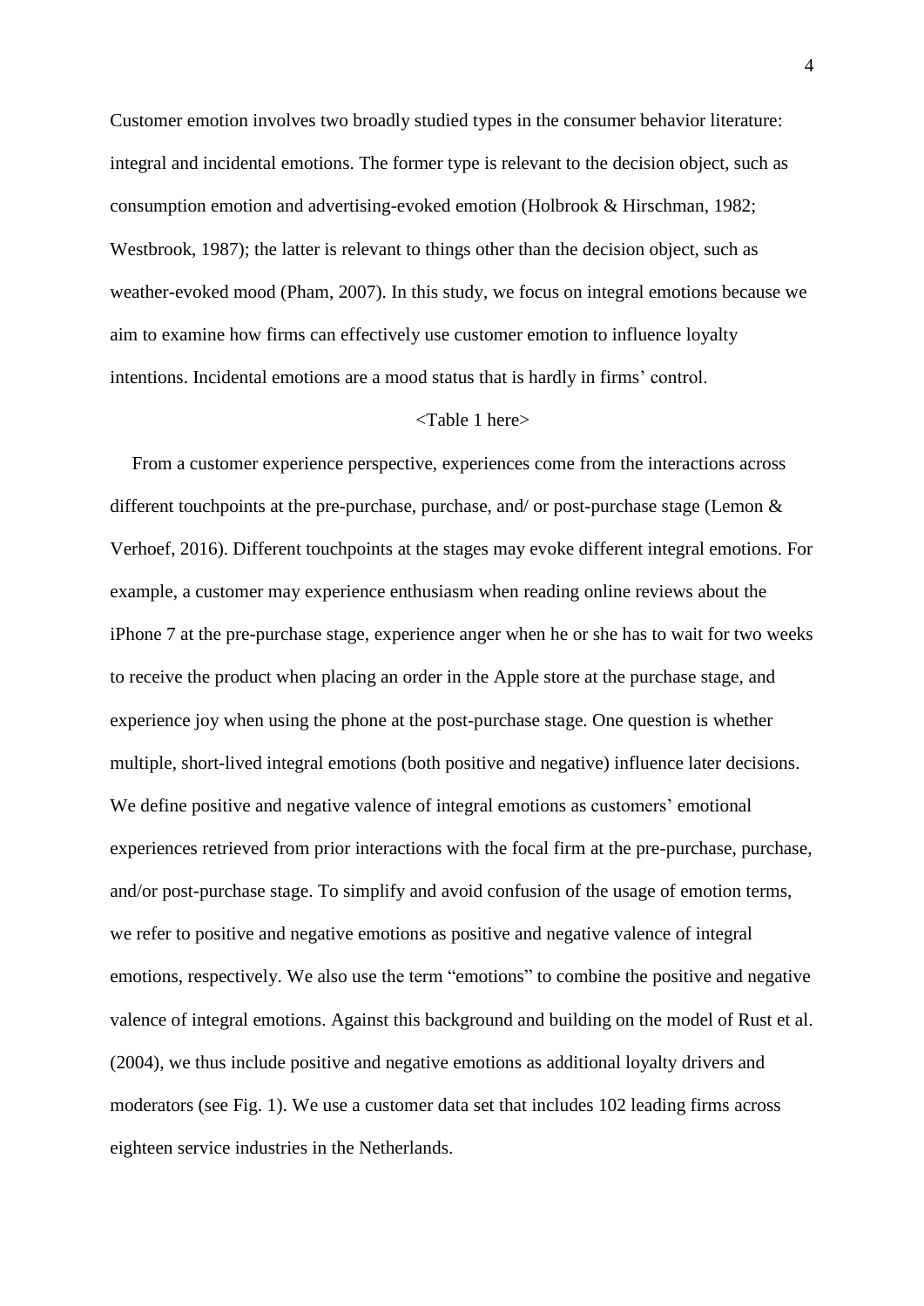Customer emotion involves two broadly studied types in the consumer behavior literature: integral and incidental emotions. The former type is relevant to the decision object, such as consumption emotion and advertising-evoked emotion (Holbrook & Hirschman, 1982; Westbrook, 1987); the latter is relevant to things other than the decision object, such as weather-evoked mood (Pham, 2007). In this study, we focus on integral emotions because we aim to examine how firms can effectively use customer emotion to influence loyalty intentions. Incidental emotions are a mood status that is hardly in firms' control.

<Table 1 here>

From a customer experience perspective, experiences come from the interactions across different touchpoints at the pre-purchase, purchase, and/ or post-purchase stage (Lemon & Verhoef, 2016). Different touchpoints at the stages may evoke different integral emotions. For example, a customer may experience enthusiasm when reading online reviews about the iPhone 7 at the pre-purchase stage, experience anger when he or she has to wait for two weeks to receive the product when placing an order in the Apple store at the purchase stage, and experience joy when using the phone at the post-purchase stage. One question is whether multiple, short-lived integral emotions (both positive and negative) influence later decisions. We define positive and negative valence of integral emotions as customers' emotional experiences retrieved from prior interactions with the focal firm at the pre-purchase, purchase, and/or post-purchase stage. To simplify and avoid confusion of the usage of emotion terms, we refer to positive and negative emotions as positive and negative valence of integral emotions, respectively. We also use the term "emotions" to combine the positive and negative valence of integral emotions. Against this background and building on the model of Rust et al. (2004), we thus include positive and negative emotions as additional loyalty drivers and moderators (see Fig. 1). We use a customer data set that includes 102 leading firms across eighteen service industries in the Netherlands.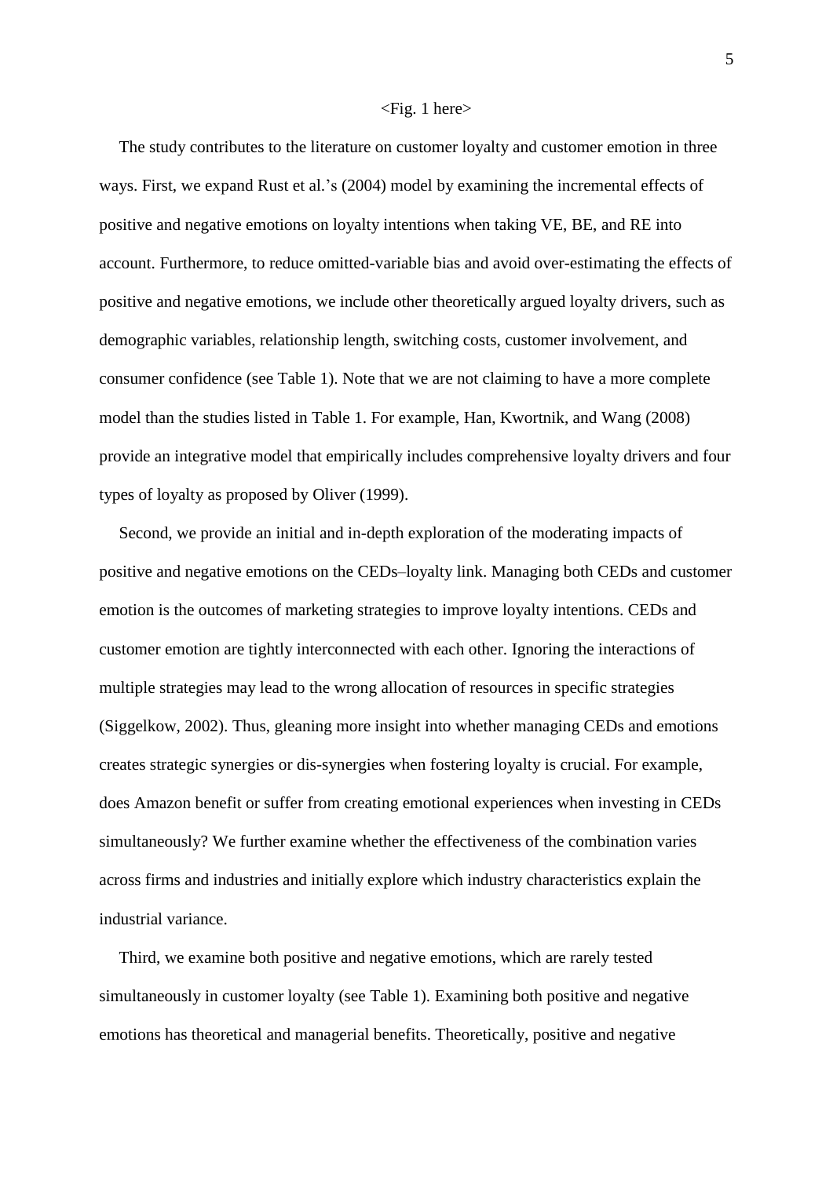<Fig. 1 here>

The study contributes to the literature on customer loyalty and customer emotion in three ways. First, we expand Rust et al.'s (2004) model by examining the incremental effects of positive and negative emotions on loyalty intentions when taking VE, BE, and RE into account. Furthermore, to reduce omitted-variable bias and avoid over-estimating the effects of positive and negative emotions, we include other theoretically argued loyalty drivers, such as demographic variables, relationship length, switching costs, customer involvement, and consumer confidence (see Table 1). Note that we are not claiming to have a more complete model than the studies listed in Table 1. For example, Han, Kwortnik, and Wang (2008) provide an integrative model that empirically includes comprehensive loyalty drivers and four types of loyalty as proposed by Oliver (1999).

Second, we provide an initial and in-depth exploration of the moderating impacts of positive and negative emotions on the CEDs–loyalty link. Managing both CEDs and customer emotion is the outcomes of marketing strategies to improve loyalty intentions. CEDs and customer emotion are tightly interconnected with each other. Ignoring the interactions of multiple strategies may lead to the wrong allocation of resources in specific strategies (Siggelkow, 2002). Thus, gleaning more insight into whether managing CEDs and emotions creates strategic synergies or dis-synergies when fostering loyalty is crucial. For example, does Amazon benefit or suffer from creating emotional experiences when investing in CEDs simultaneously? We further examine whether the effectiveness of the combination varies across firms and industries and initially explore which industry characteristics explain the industrial variance.

Third, we examine both positive and negative emotions, which are rarely tested simultaneously in customer loyalty (see Table 1). Examining both positive and negative emotions has theoretical and managerial benefits. Theoretically, positive and negative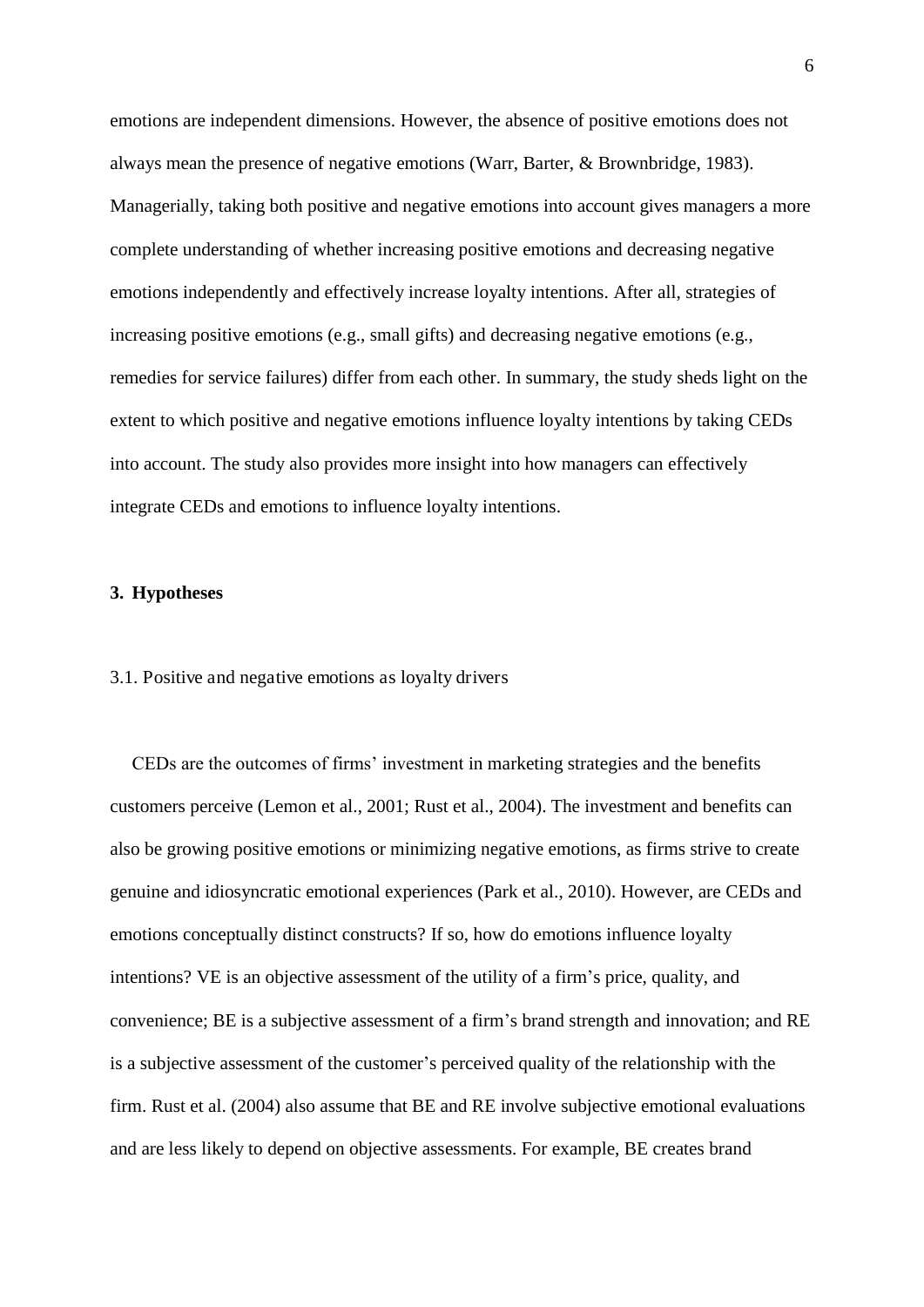emotions are independent dimensions. However, the absence of positive emotions does not always mean the presence of negative emotions (Warr, Barter, & Brownbridge, 1983). Managerially, taking both positive and negative emotions into account gives managers a more complete understanding of whether increasing positive emotions and decreasing negative emotions independently and effectively increase loyalty intentions. After all, strategies of increasing positive emotions (e.g., small gifts) and decreasing negative emotions (e.g., remedies for service failures) differ from each other. In summary, the study sheds light on the extent to which positive and negative emotions influence loyalty intentions by taking CEDs into account. The study also provides more insight into how managers can effectively integrate CEDs and emotions to influence loyalty intentions.

## 3. Hypotheses

### 3.1. Positive and negative emotions as loyalty drivers

CEDs are the outcomes of firms' investment in marketing strategies and the benefits customers perceive (Lemon et al., 2001; Rust et al., 2004). The investment and benefits can also be growing positive emotions or minimizing negative emotions, as firms strive to create genuine and idiosyncratic emotional experiences (Park et al., 2010). However, are CEDs and emotions conceptually distinct constructs? If so, how do emotions influence loyalty intentions? VE is an objective assessment of the utility of a firm's price, quality, and convenience; BE is a subjective assessment of a firm's brand strength and innovation; and RE is a subjective assessment of the customer's perceived quality of the relationship with the firm. Rust et al. (2004) also assume that BE and RE involve subjective emotional evaluations and are less likely to depend on objective assessments. For example, BE creates brand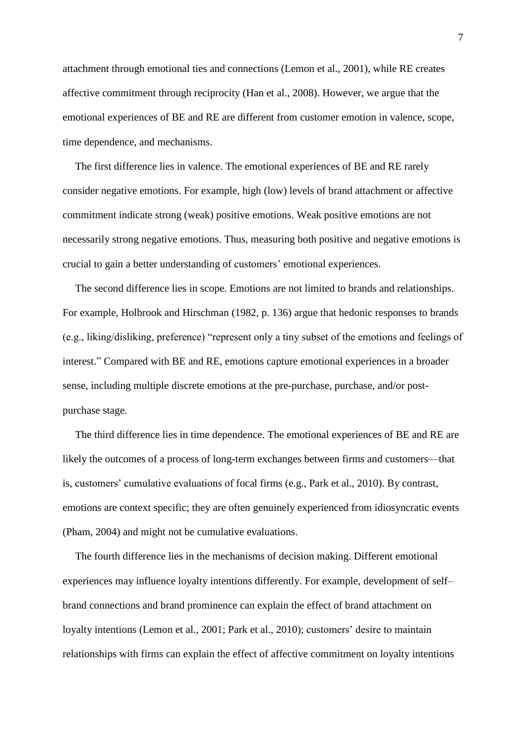attachment through emotional ties and connections (Lemon et al., 2001), while RE creates affective commitment through reciprocity (Han et al., 2008). However, we argue that the emotional experiences of BE and RE are different from customer emotion in valence, scope, time dependence, and mechanisms.

The first difference lies in valence. The emotional experiences of BE and RE rarely consider negative emotions. For example, high (low) levels of brand attachment or affective commitment indicate strong (weak) positive emotions. Weak positive emotions are not necessarily strong negative emotions. Thus, measuring both positive and negative emotions is crucial to gain a better understanding of customers' emotional experiences.

The second difference lies in scope. Emotions are not limited to brands and relationships. For example, Holbrook and Hirschman (1982, p. 136) argue that hedonic responses to brands (e.g., liking/disliking, preference) "represent only a tiny subset of the emotions and feelings of interest." Compared with BE and RE, emotions capture emotional experiences in a broader sense, including multiple discrete emotions at the pre-purchase, purchase, and/or post-purchase stage.

The third difference lies in time dependence. The emotional experiences of BE and RE are likely the outcomes of a process of long-term exchanges between firms and customers—that is, customers' cumulative evaluations of focal firms (e.g., Park et al., 2010). By contrast, emotions are context specific; they are often genuinely experienced from idiosyncratic events (Pham, 2004) and might not be cumulative evaluations.

The fourth difference lies in the mechanisms of decision making. Different emotional experiences may influence loyalty intentions differently. For example, development of self–brand connections and brand prominence can explain the effect of brand attachment on loyalty intentions (Lemon et al., 2001; Park et al., 2010); customers' desire to maintain relationships with firms can explain the effect of affective commitment on loyalty intentions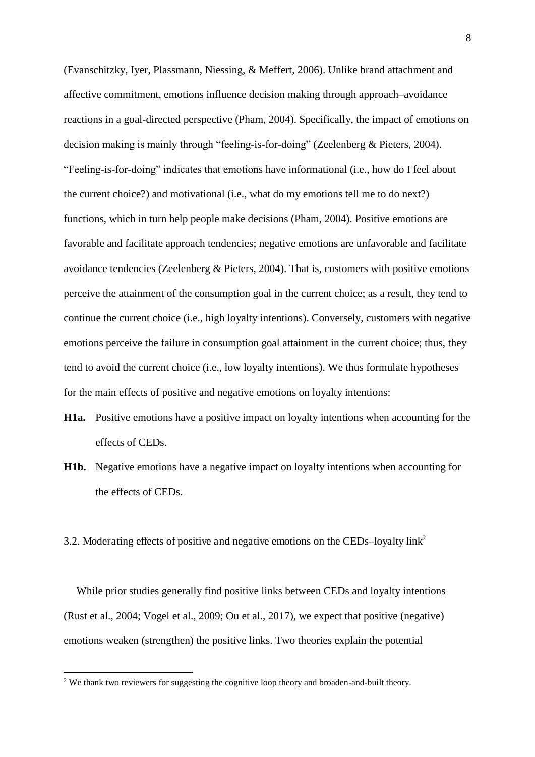(Evanschitzky, Iyer, Plassmann, Niessing, & Meffert, 2006). Unlike brand attachment and affective commitment, emotions influence decision making through approach–avoidance reactions in a goal-directed perspective (Pham, 2004). Specifically, the impact of emotions on decision making is mainly through "feeling-is-for-doing" (Zeelenberg & Pieters, 2004). "Feeling-is-for-doing" indicates that emotions have informational (i.e., how do I feel about the current choice?) and motivational (i.e., what do my emotions tell me to do next?) functions, which in turn help people make decisions (Pham, 2004). Positive emotions are favorable and facilitate approach tendencies; negative emotions are unfavorable and facilitate avoidance tendencies (Zeelenberg & Pieters, 2004). That is, customers with positive emotions perceive the attainment of the consumption goal in the current choice; as a result, they tend to continue the current choice (i.e., high loyalty intentions). Conversely, customers with negative emotions perceive the failure in consumption goal attainment in the current choice; thus, they tend to avoid the current choice (i.e., low loyalty intentions). We thus formulate hypotheses for the main effects of positive and negative emotions on loyalty intentions:

- **H1a.** Positive emotions have a positive impact on loyalty intentions when accounting for the effects of CEDs.
- **H1b.** Negative emotions have a negative impact on loyalty intentions when accounting for the effects of CEDs.

### 3.2. Moderating effects of positive and negative emotions on the CEDs–loyalty link[2]

While prior studies generally find positive links between CEDs and loyalty intentions (Rust et al., 2004; Vogel et al., 2009; Ou et al., 2017), we expect that positive (negative) emotions weaken (strengthen) the positive links. Two theories explain the potential

[2] We thank two reviewers for suggesting the cognitive loop theory and broaden-and-built theory.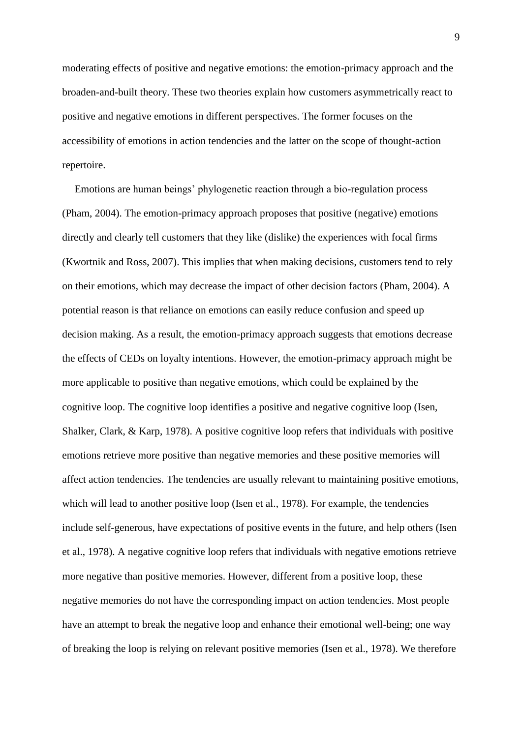moderating effects of positive and negative emotions: the emotion-primacy approach and the broaden-and-built theory. These two theories explain how customers asymmetrically react to positive and negative emotions in different perspectives. The former focuses on the accessibility of emotions in action tendencies and the latter on the scope of thought-action repertoire.

Emotions are human beings' phylogenetic reaction through a bio-regulation process (Pham, 2004). The emotion-primacy approach proposes that positive (negative) emotions directly and clearly tell customers that they like (dislike) the experiences with focal firms (Kwortnik and Ross, 2007). This implies that when making decisions, customers tend to rely on their emotions, which may decrease the impact of other decision factors (Pham, 2004). A potential reason is that reliance on emotions can easily reduce confusion and speed up decision making. As a result, the emotion-primacy approach suggests that emotions decrease the effects of CEDs on loyalty intentions. However, the emotion-primacy approach might be more applicable to positive than negative emotions, which could be explained by the cognitive loop. The cognitive loop identifies a positive and negative cognitive loop (Isen, Shalker, Clark, & Karp, 1978). A positive cognitive loop refers that individuals with positive emotions retrieve more positive than negative memories and these positive memories will affect action tendencies. The tendencies are usually relevant to maintaining positive emotions, which will lead to another positive loop (Isen et al., 1978). For example, the tendencies include self-generous, have expectations of positive events in the future, and help others (Isen et al., 1978). A negative cognitive loop refers that individuals with negative emotions retrieve more negative than positive memories. However, different from a positive loop, these negative memories do not have the corresponding impact on action tendencies. Most people have an attempt to break the negative loop and enhance their emotional well-being; one way of breaking the loop is relying on relevant positive memories (Isen et al., 1978). We therefore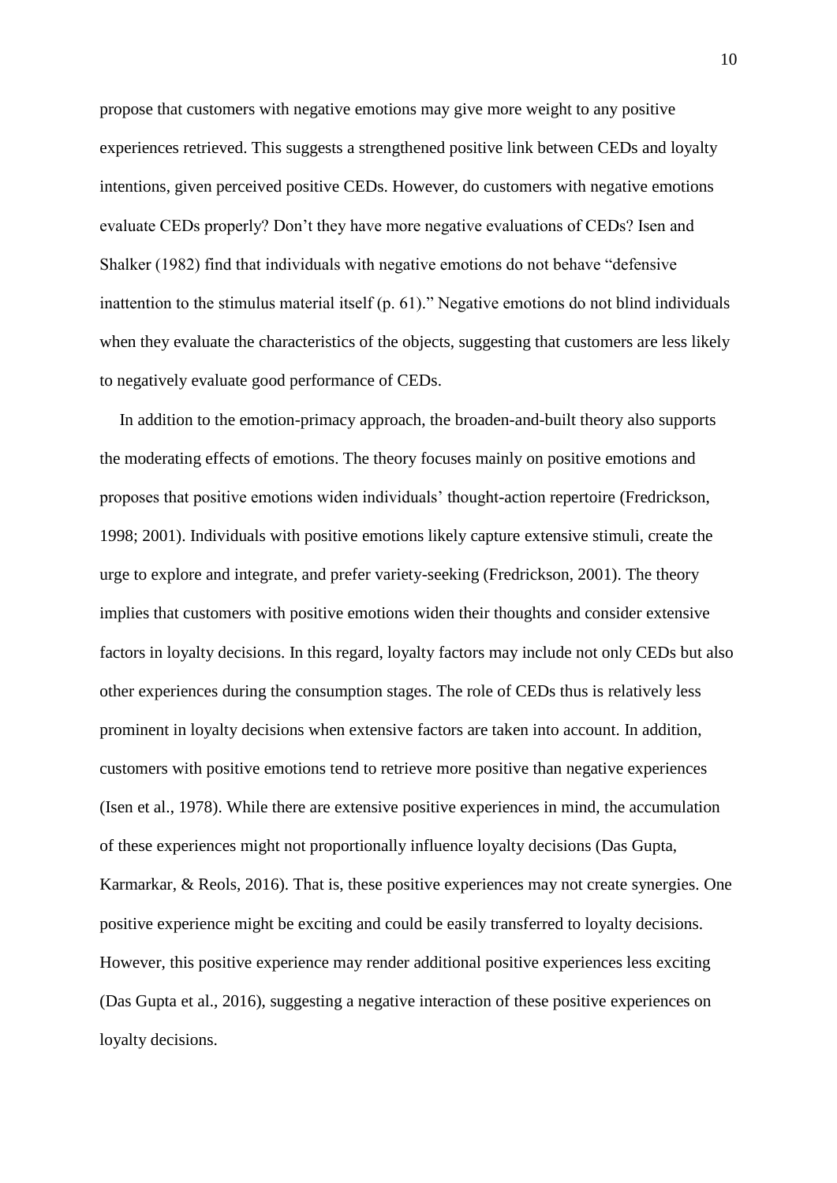propose that customers with negative emotions may give more weight to any positive experiences retrieved. This suggests a strengthened positive link between CEDs and loyalty intentions, given perceived positive CEDs. However, do customers with negative emotions evaluate CEDs properly? Don't they have more negative evaluations of CEDs? Isen and Shalker (1982) find that individuals with negative emotions do not behave "defensive inattention to the stimulus material itself (p. 61)." Negative emotions do not blind individuals when they evaluate the characteristics of the objects, suggesting that customers are less likely to negatively evaluate good performance of CEDs.

In addition to the emotion-primacy approach, the broaden-and-built theory also supports the moderating effects of emotions. The theory focuses mainly on positive emotions and proposes that positive emotions widen individuals' thought-action repertoire (Fredrickson, 1998; 2001). Individuals with positive emotions likely capture extensive stimuli, create the urge to explore and integrate, and prefer variety-seeking (Fredrickson, 2001). The theory implies that customers with positive emotions widen their thoughts and consider extensive factors in loyalty decisions. In this regard, loyalty factors may include not only CEDs but also other experiences during the consumption stages. The role of CEDs thus is relatively less prominent in loyalty decisions when extensive factors are taken into account. In addition, customers with positive emotions tend to retrieve more positive than negative experiences (Isen et al., 1978). While there are extensive positive experiences in mind, the accumulation of these experiences might not proportionally influence loyalty decisions (Das Gupta, Karmarkar, & Reols, 2016). That is, these positive experiences may not create synergies. One positive experience might be exciting and could be easily transferred to loyalty decisions. However, this positive experience may render additional positive experiences less exciting (Das Gupta et al., 2016), suggesting a negative interaction of these positive experiences on loyalty decisions.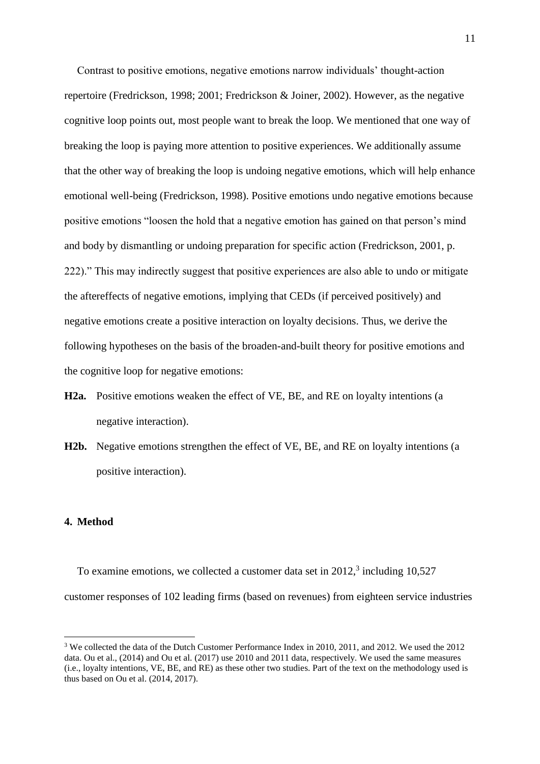Contrast to positive emotions, negative emotions narrow individuals' thought-action repertoire (Fredrickson, 1998; 2001; Fredrickson & Joiner, 2002). However, as the negative cognitive loop points out, most people want to break the loop. We mentioned that one way of breaking the loop is paying more attention to positive experiences. We additionally assume that the other way of breaking the loop is undoing negative emotions, which will help enhance emotional well-being (Fredrickson, 1998). Positive emotions undo negative emotions because positive emotions "loosen the hold that a negative emotion has gained on that person's mind and body by dismantling or undoing preparation for specific action (Fredrickson, 2001, p. 222)." This may indirectly suggest that positive experiences are also able to undo or mitigate the aftereffects of negative emotions, implying that CEDs (if perceived positively) and negative emotions create a positive interaction on loyalty decisions. Thus, we derive the following hypotheses on the basis of the broaden-and-built theory for positive emotions and the cognitive loop for negative emotions:

**H2a.** Positive emotions weaken the effect of VE, BE, and RE on loyalty intentions (a negative interaction).

**H2b.** Negative emotions strengthen the effect of VE, BE, and RE on loyalty intentions (a positive interaction).

## 4. Method

To examine emotions, we collected a customer data set in 2012,[3] including 10,527 customer responses of 102 leading firms (based on revenues) from eighteen service industries

[3] We collected the data of the Dutch Customer Performance Index in 2010, 2011, and 2012. We used the 2012 data. Ou et al., (2014) and Ou et al. (2017) use 2010 and 2011 data, respectively. We used the same measures (i.e., loyalty intentions, VE, BE, and RE) as these other two studies. Part of the text on the methodology used is thus based on Ou et al. (2014, 2017).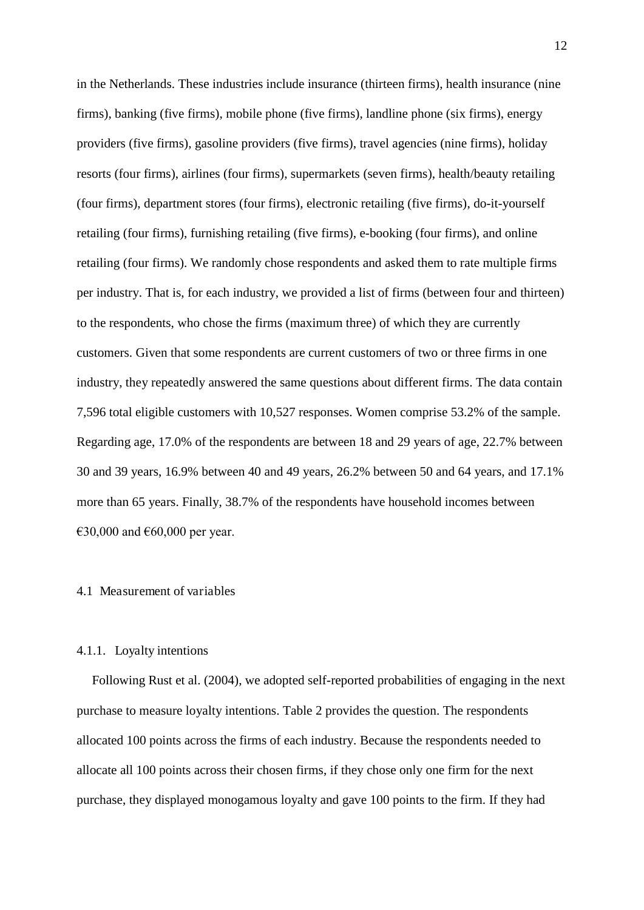in the Netherlands. These industries include insurance (thirteen firms), health insurance (nine firms), banking (five firms), mobile phone (five firms), landline phone (six firms), energy providers (five firms), gasoline providers (five firms), travel agencies (nine firms), holiday resorts (four firms), airlines (four firms), supermarkets (seven firms), health/beauty retailing (four firms), department stores (four firms), electronic retailing (five firms), do-it-yourself retailing (four firms), furnishing retailing (five firms), e-booking (four firms), and online retailing (four firms). We randomly chose respondents and asked them to rate multiple firms per industry. That is, for each industry, we provided a list of firms (between four and thirteen) to the respondents, who chose the firms (maximum three) of which they are currently customers. Given that some respondents are current customers of two or three firms in one industry, they repeatedly answered the same questions about different firms. The data contain 7,596 total eligible customers with 10,527 responses. Women comprise 53.2% of the sample. Regarding age, 17.0% of the respondents are between 18 and 29 years of age, 22.7% between 30 and 39 years, 16.9% between 40 and 49 years, 26.2% between 50 and 64 years, and 17.1% more than 65 years. Finally, 38.7% of the respondents have household incomes between €30,000 and €60,000 per year.

## 4.1 Measurement of variables

### 4.1.1. Loyalty intentions

Following Rust et al. (2004), we adopted self-reported probabilities of engaging in the next purchase to measure loyalty intentions. Table 2 provides the question. The respondents allocated 100 points across the firms of each industry. Because the respondents needed to allocate all 100 points across their chosen firms, if they chose only one firm for the next purchase, they displayed monogamous loyalty and gave 100 points to the firm. If they had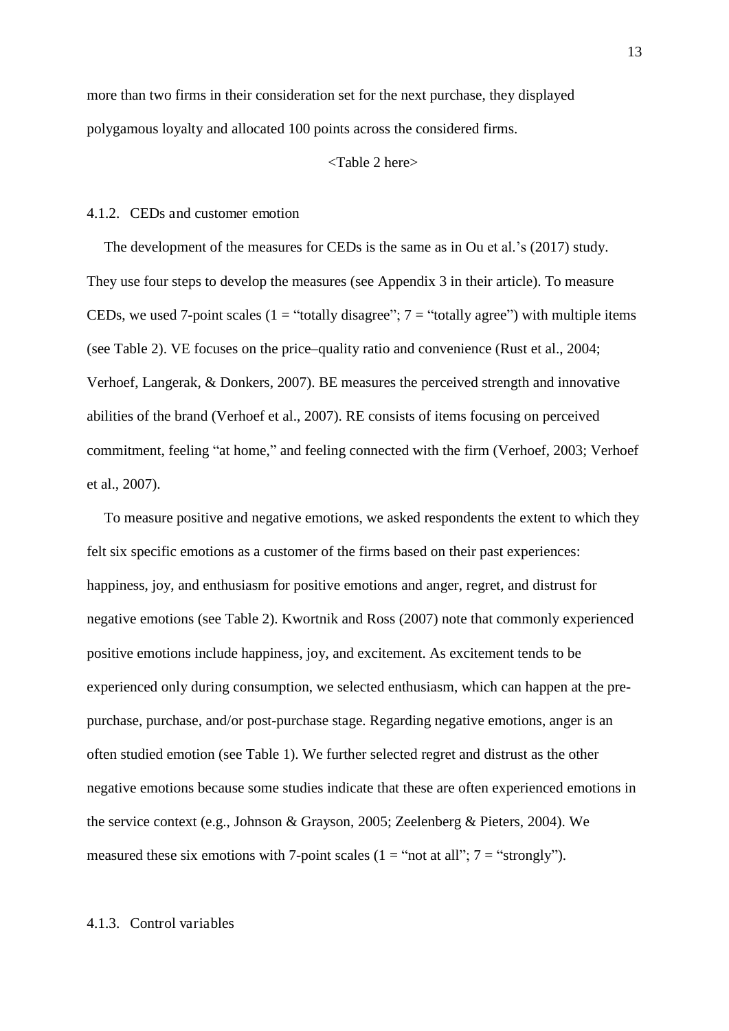more than two firms in their consideration set for the next purchase, they displayed polygamous loyalty and allocated 100 points across the considered firms.

<Table 2 here>

#### 4.1.2. CEDs and customer emotion

The development of the measures for CEDs is the same as in Ou et al.'s (2017) study. They use four steps to develop the measures (see Appendix 3 in their article). To measure CEDs, we used 7-point scales (1 = "totally disagree"; 7 = "totally agree") with multiple items (see Table 2). VE focuses on the price–quality ratio and convenience (Rust et al., 2004; Verhoef, Langerak, & Donkers, 2007). BE measures the perceived strength and innovative abilities of the brand (Verhoef et al., 2007). RE consists of items focusing on perceived commitment, feeling "at home," and feeling connected with the firm (Verhoef, 2003; Verhoef et al., 2007).

To measure positive and negative emotions, we asked respondents the extent to which they felt six specific emotions as a customer of the firms based on their past experiences: happiness, joy, and enthusiasm for positive emotions and anger, regret, and distrust for negative emotions (see Table 2). Kwortnik and Ross (2007) note that commonly experienced positive emotions include happiness, joy, and excitement. As excitement tends to be experienced only during consumption, we selected enthusiasm, which can happen at the pre-purchase, purchase, and/or post-purchase stage. Regarding negative emotions, anger is an often studied emotion (see Table 1). We further selected regret and distrust as the other negative emotions because some studies indicate that these are often experienced emotions in the service context (e.g., Johnson & Grayson, 2005; Zeelenberg & Pieters, 2004). We measured these six emotions with 7-point scales (1 = "not at all"; 7 = "strongly").

#### 4.1.3. Control variables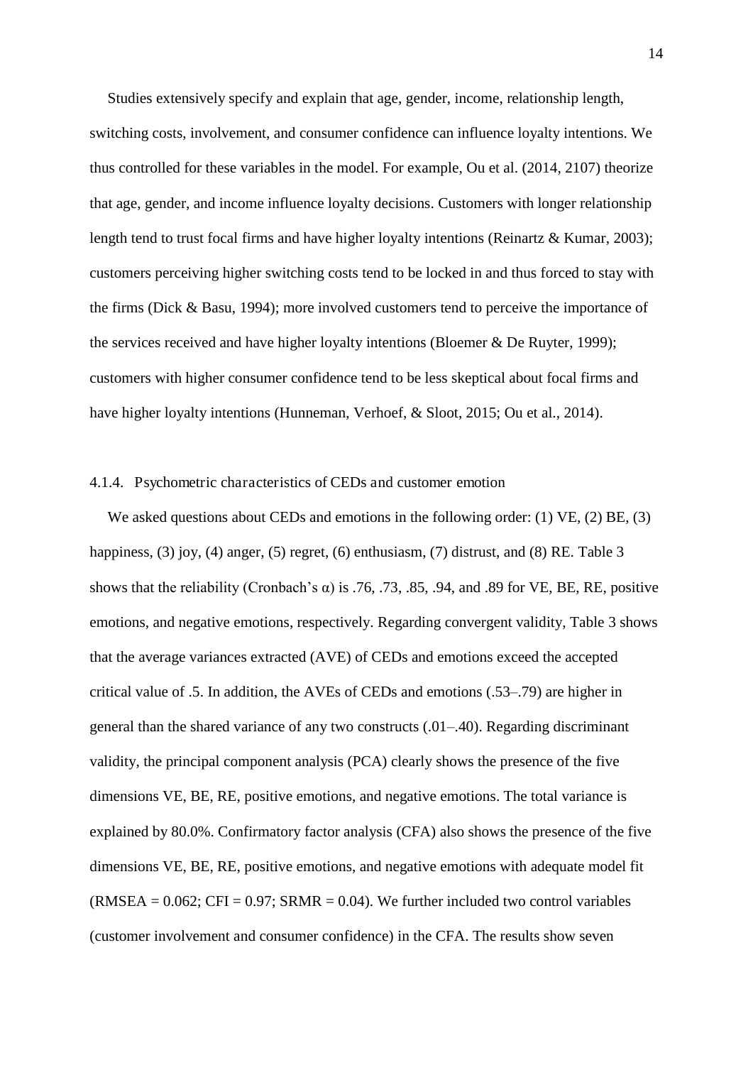Studies extensively specify and explain that age, gender, income, relationship length, switching costs, involvement, and consumer confidence can influence loyalty intentions. We thus controlled for these variables in the model. For example, Ou et al. (2014, 2107) theorize that age, gender, and income influence loyalty decisions. Customers with longer relationship length tend to trust focal firms and have higher loyalty intentions (Reinartz & Kumar, 2003); customers perceiving higher switching costs tend to be locked in and thus forced to stay with the firms (Dick & Basu, 1994); more involved customers tend to perceive the importance of the services received and have higher loyalty intentions (Bloemer & De Ruyter, 1999); customers with higher consumer confidence tend to be less skeptical about focal firms and have higher loyalty intentions (Hunneman, Verhoef, & Sloot, 2015; Ou et al., 2014).

#### 4.1.4. Psychometric characteristics of CEDs and customer emotion

We asked questions about CEDs and emotions in the following order: (1) VE, (2) BE, (3) happiness, (3) joy, (4) anger, (5) regret, (6) enthusiasm, (7) distrust, and (8) RE. Table 3 shows that the reliability (Cronbach's α) is .76, .73, .85, .94, and .89 for VE, BE, RE, positive emotions, and negative emotions, respectively. Regarding convergent validity, Table 3 shows that the average variances extracted (AVE) of CEDs and emotions exceed the accepted critical value of .5. In addition, the AVEs of CEDs and emotions (.53–.79) are higher in general than the shared variance of any two constructs (.01–.40). Regarding discriminant validity, the principal component analysis (PCA) clearly shows the presence of the five dimensions VE, BE, RE, positive emotions, and negative emotions. The total variance is explained by 80.0%. Confirmatory factor analysis (CFA) also shows the presence of the five dimensions VE, BE, RE, positive emotions, and negative emotions with adequate model fit (RMSEA = 0.062; CFI = 0.97; SRMR = 0.04). We further included two control variables (customer involvement and consumer confidence) in the CFA. The results show seven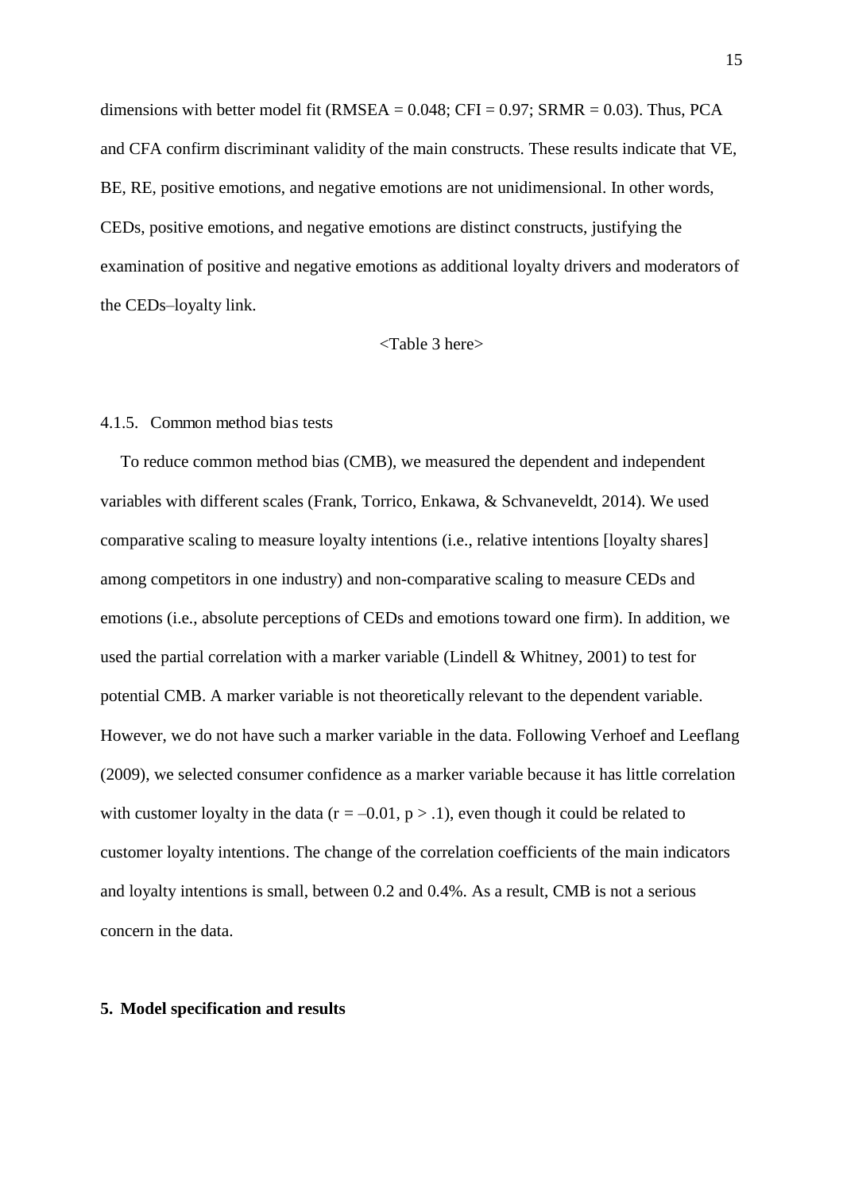dimensions with better model fit (RMSEA = 0.048; CFI = 0.97; SRMR = 0.03). Thus, PCA and CFA confirm discriminant validity of the main constructs. These results indicate that VE, BE, RE, positive emotions, and negative emotions are not unidimensional. In other words, CEDs, positive emotions, and negative emotions are distinct constructs, justifying the examination of positive and negative emotions as additional loyalty drivers and moderators of the CEDs–loyalty link.

<Table 3 here>

#### 4.1.5. Common method bias tests

To reduce common method bias (CMB), we measured the dependent and independent variables with different scales (Frank, Torrico, Enkawa, & Schvaneveldt, 2014). We used comparative scaling to measure loyalty intentions (i.e., relative intentions [loyalty shares] among competitors in one industry) and non-comparative scaling to measure CEDs and emotions (i.e., absolute perceptions of CEDs and emotions toward one firm). In addition, we used the partial correlation with a marker variable (Lindell & Whitney, 2001) to test for potential CMB. A marker variable is not theoretically relevant to the dependent variable. However, we do not have such a marker variable in the data. Following Verhoef and Leeflang (2009), we selected consumer confidence as a marker variable because it has little correlation with customer loyalty in the data ($r = -0.01$, $p > .1$), even though it could be related to customer loyalty intentions. The change of the correlation coefficients of the main indicators and loyalty intentions is small, between 0.2 and 0.4%. As a result, CMB is not a serious concern in the data.

## 5. Model specification and results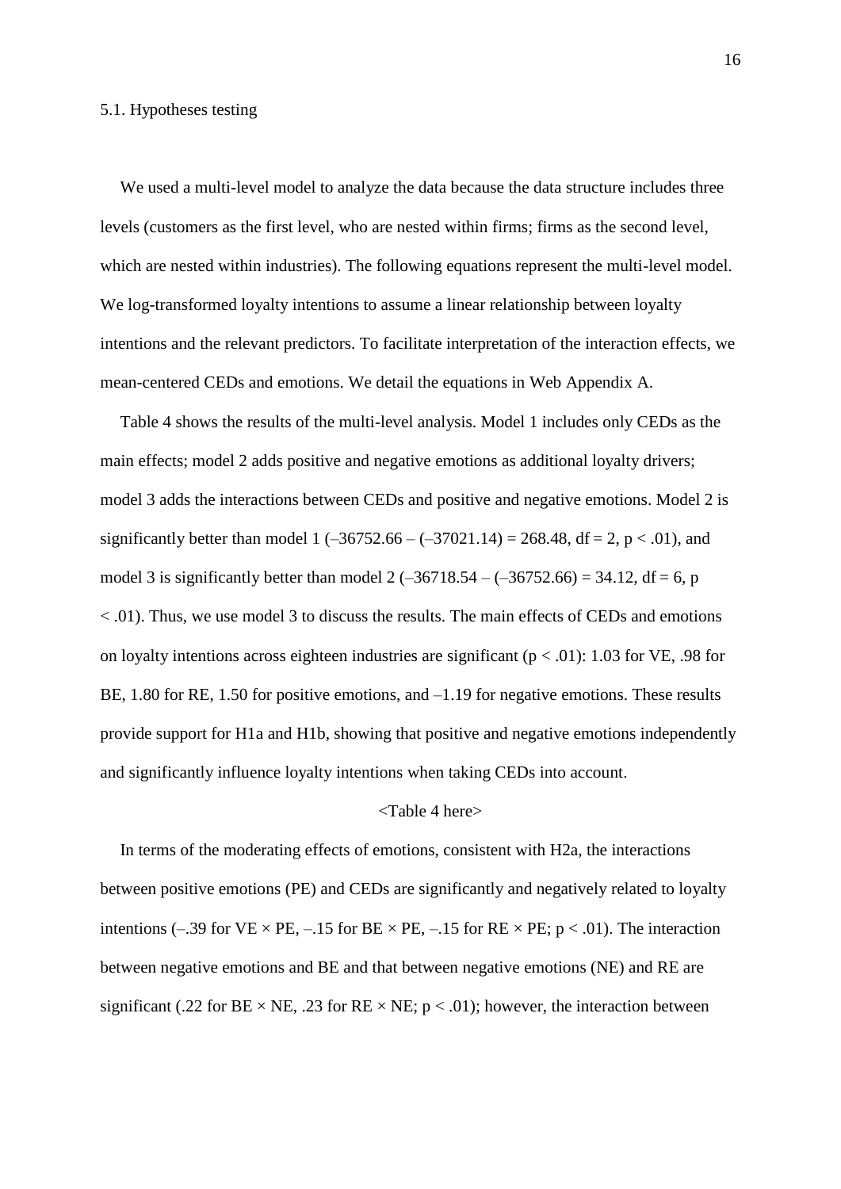### 5.1. Hypotheses testing

We used a multi-level model to analyze the data because the data structure includes three levels (customers as the first level, who are nested within firms; firms as the second level, which are nested within industries). The following equations represent the multi-level model. We log-transformed loyalty intentions to assume a linear relationship between loyalty intentions and the relevant predictors. To facilitate interpretation of the interaction effects, we mean-centered CEDs and emotions. We detail the equations in Web Appendix A.

Table 4 shows the results of the multi-level analysis. Model 1 includes only CEDs as the main effects; model 2 adds positive and negative emotions as additional loyalty drivers; model 3 adds the interactions between CEDs and positive and negative emotions. Model 2 is significantly better than model 1 (–36752.66 – (–37021.14) = 268.48, df = 2, $p < .01$), and model 3 is significantly better than model 2 (–36718.54 – (–36752.66) = 34.12, df = 6, $p < .01$). Thus, we use model 3 to discuss the results. The main effects of CEDs and emotions on loyalty intentions across eighteen industries are significant ($p < .01$): 1.03 for VE, .98 for BE, 1.80 for RE, 1.50 for positive emotions, and –1.19 for negative emotions. These results provide support for H1a and H1b, showing that positive and negative emotions independently and significantly influence loyalty intentions when taking CEDs into account.

<Table 4 here>

In terms of the moderating effects of emotions, consistent with H2a, the interactions between positive emotions (PE) and CEDs are significantly and negatively related to loyalty intentions (–.39 for VE × PE, –.15 for BE × PE, –.15 for RE × PE; $p < .01$). The interaction between negative emotions and BE and that between negative emotions (NE) and RE are significant (.22 for BE × NE, .23 for RE × NE; $p < .01$); however, the interaction between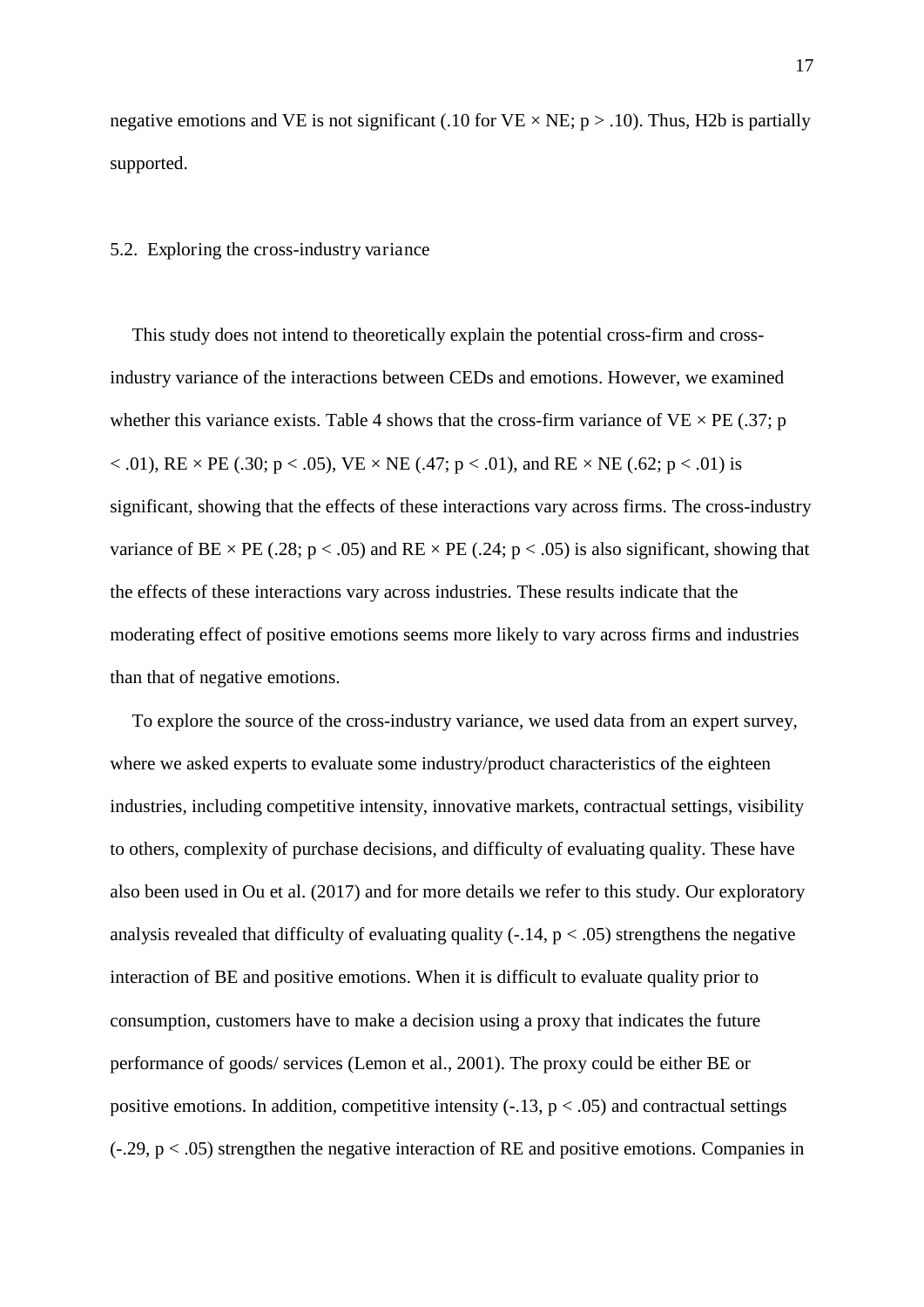negative emotions and VE is not significant (.10 for VE × NE; $p > .10$). Thus, H2b is partially supported.

### 5.2. Exploring the cross-industry variance

This study does not intend to theoretically explain the potential cross-firm and cross-industry variance of the interactions between CEDs and emotions. However, we examined whether this variance exists. Table 4 shows that the cross-firm variance of VE × PE (.37; $p < .01$), RE × PE (.30; $p < .05$), VE × NE (.47; $p < .01$), and RE × NE (.62; $p < .01$) is significant, showing that the effects of these interactions vary across firms. The cross-industry variance of BE × PE (.28; $p < .05$) and RE × PE (.24; $p < .05$) is also significant, showing that the effects of these interactions vary across industries. These results indicate that the moderating effect of positive emotions seems more likely to vary across firms and industries than that of negative emotions.

To explore the source of the cross-industry variance, we used data from an expert survey, where we asked experts to evaluate some industry/product characteristics of the eighteen industries, including competitive intensity, innovative markets, contractual settings, visibility to others, complexity of purchase decisions, and difficulty of evaluating quality. These have also been used in Ou et al. (2017) and for more details we refer to this study. Our exploratory analysis revealed that difficulty of evaluating quality (-.14, $p < .05$) strengthens the negative interaction of BE and positive emotions. When it is difficult to evaluate quality prior to consumption, customers have to make a decision using a proxy that indicates the future performance of goods/ services (Lemon et al., 2001). The proxy could be either BE or positive emotions. In addition, competitive intensity (-.13, $p < .05$) and contractual settings (-.29, $p < .05$) strengthen the negative interaction of RE and positive emotions. Companies in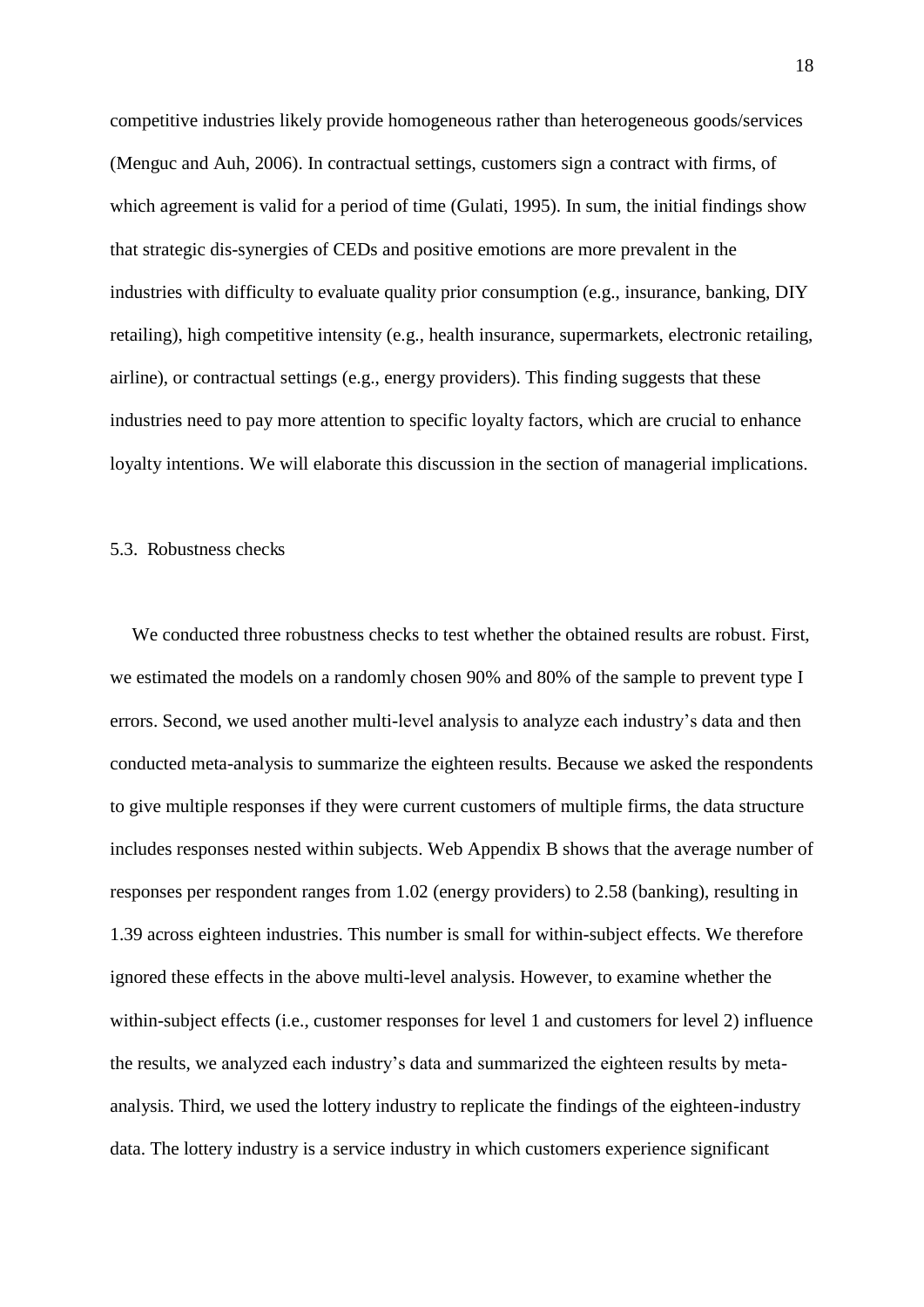competitive industries likely provide homogeneous rather than heterogeneous goods/services (Menguc and Auh, 2006). In contractual settings, customers sign a contract with firms, of which agreement is valid for a period of time (Gulati, 1995). In sum, the initial findings show that strategic dis-synergies of CEDs and positive emotions are more prevalent in the industries with difficulty to evaluate quality prior consumption (e.g., insurance, banking, DIY retailing), high competitive intensity (e.g., health insurance, supermarkets, electronic retailing, airline), or contractual settings (e.g., energy providers). This finding suggests that these industries need to pay more attention to specific loyalty factors, which are crucial to enhance loyalty intentions. We will elaborate this discussion in the section of managerial implications.

### 5.3. Robustness checks

We conducted three robustness checks to test whether the obtained results are robust. First, we estimated the models on a randomly chosen 90% and 80% of the sample to prevent type I errors. Second, we used another multi-level analysis to analyze each industry's data and then conducted meta-analysis to summarize the eighteen results. Because we asked the respondents to give multiple responses if they were current customers of multiple firms, the data structure includes responses nested within subjects. Web Appendix B shows that the average number of responses per respondent ranges from 1.02 (energy providers) to 2.58 (banking), resulting in 1.39 across eighteen industries. This number is small for within-subject effects. We therefore ignored these effects in the above multi-level analysis. However, to examine whether the within-subject effects (i.e., customer responses for level 1 and customers for level 2) influence the results, we analyzed each industry's data and summarized the eighteen results by meta-analysis. Third, we used the lottery industry to replicate the findings of the eighteen-industry data. The lottery industry is a service industry in which customers experience significant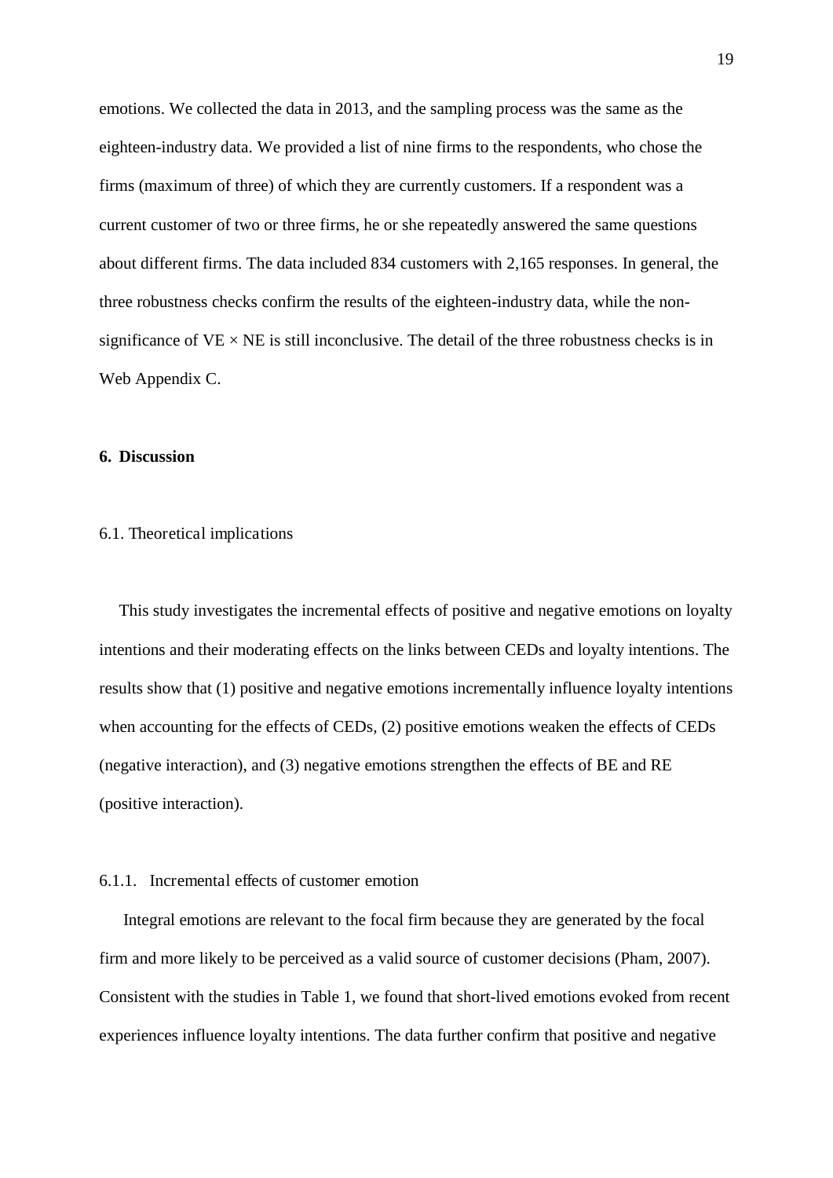emotions. We collected the data in 2013, and the sampling process was the same as the eighteen-industry data. We provided a list of nine firms to the respondents, who chose the firms (maximum of three) of which they are currently customers. If a respondent was a current customer of two or three firms, he or she repeatedly answered the same questions about different firms. The data included 834 customers with 2,165 responses. In general, the three robustness checks confirm the results of the eighteen-industry data, while the non-significance of VE × NE is still inconclusive. The detail of the three robustness checks is in Web Appendix C.

## 6. Discussion

### 6.1. Theoretical implications

This study investigates the incremental effects of positive and negative emotions on loyalty intentions and their moderating effects on the links between CEDs and loyalty intentions. The results show that (1) positive and negative emotions incrementally influence loyalty intentions when accounting for the effects of CEDs, (2) positive emotions weaken the effects of CEDs (negative interaction), and (3) negative emotions strengthen the effects of BE and RE (positive interaction).

#### 6.1.1. Incremental effects of customer emotion

Integral emotions are relevant to the focal firm because they are generated by the focal firm and more likely to be perceived as a valid source of customer decisions (Pham, 2007). Consistent with the studies in Table 1, we found that short-lived emotions evoked from recent experiences influence loyalty intentions. The data further confirm that positive and negative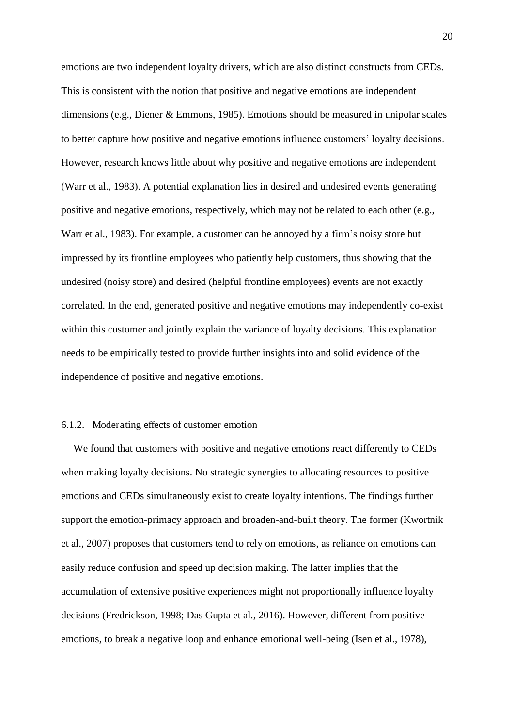emotions are two independent loyalty drivers, which are also distinct constructs from CEDs. This is consistent with the notion that positive and negative emotions are independent dimensions (e.g., Diener & Emmons, 1985). Emotions should be measured in unipolar scales to better capture how positive and negative emotions influence customers' loyalty decisions. However, research knows little about why positive and negative emotions are independent (Warr et al., 1983). A potential explanation lies in desired and undesired events generating positive and negative emotions, respectively, which may not be related to each other (e.g., Warr et al., 1983). For example, a customer can be annoyed by a firm's noisy store but impressed by its frontline employees who patiently help customers, thus showing that the undesired (noisy store) and desired (helpful frontline employees) events are not exactly correlated. In the end, generated positive and negative emotions may independently co-exist within this customer and jointly explain the variance of loyalty decisions. This explanation needs to be empirically tested to provide further insights into and solid evidence of the independence of positive and negative emotions.

#### 6.1.2. Moderating effects of customer emotion

We found that customers with positive and negative emotions react differently to CEDs when making loyalty decisions. No strategic synergies to allocating resources to positive emotions and CEDs simultaneously exist to create loyalty intentions. The findings further support the emotion-primacy approach and broaden-and-built theory. The former (Kwortnik et al., 2007) proposes that customers tend to rely on emotions, as reliance on emotions can easily reduce confusion and speed up decision making. The latter implies that the accumulation of extensive positive experiences might not proportionally influence loyalty decisions (Fredrickson, 1998; Das Gupta et al., 2016). However, different from positive emotions, to break a negative loop and enhance emotional well-being (Isen et al., 1978),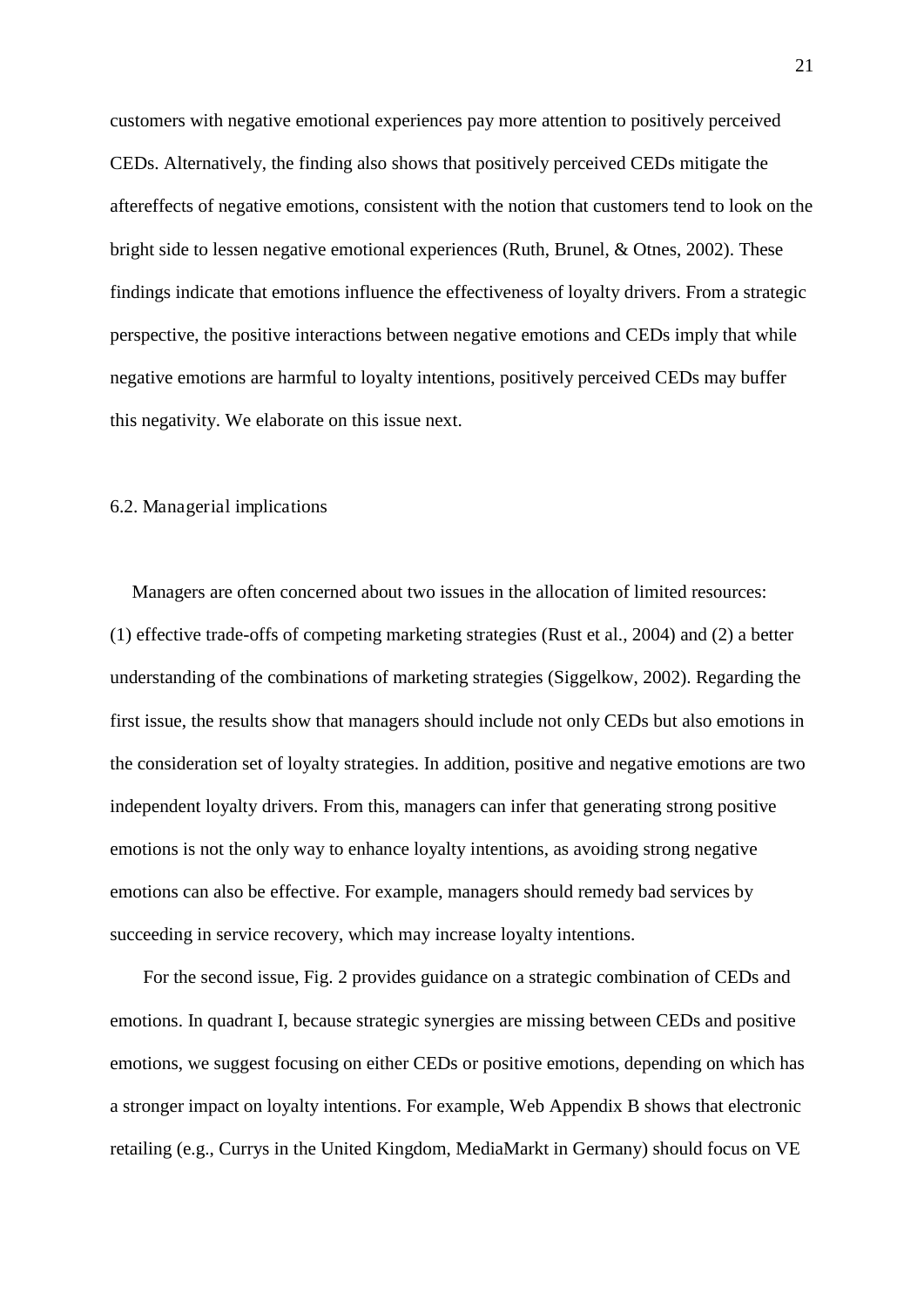customers with negative emotional experiences pay more attention to positively perceived CEDs. Alternatively, the finding also shows that positively perceived CEDs mitigate the aftereffects of negative emotions, consistent with the notion that customers tend to look on the bright side to lessen negative emotional experiences (Ruth, Brunel, & Otnes, 2002). These findings indicate that emotions influence the effectiveness of loyalty drivers. From a strategic perspective, the positive interactions between negative emotions and CEDs imply that while negative emotions are harmful to loyalty intentions, positively perceived CEDs may buffer this negativity. We elaborate on this issue next.

### 6.2. Managerial implications

Managers are often concerned about two issues in the allocation of limited resources: (1) effective trade-offs of competing marketing strategies (Rust et al., 2004) and (2) a better understanding of the combinations of marketing strategies (Siggelkow, 2002). Regarding the first issue, the results show that managers should include not only CEDs but also emotions in the consideration set of loyalty strategies. In addition, positive and negative emotions are two independent loyalty drivers. From this, managers can infer that generating strong positive emotions is not the only way to enhance loyalty intentions, as avoiding strong negative emotions can also be effective. For example, managers should remedy bad services by succeeding in service recovery, which may increase loyalty intentions.

For the second issue, Fig. 2 provides guidance on a strategic combination of CEDs and emotions. In quadrant I, because strategic synergies are missing between CEDs and positive emotions, we suggest focusing on either CEDs or positive emotions, depending on which has a stronger impact on loyalty intentions. For example, Web Appendix B shows that electronic retailing (e.g., Currys in the United Kingdom, MediaMarkt in Germany) should focus on VE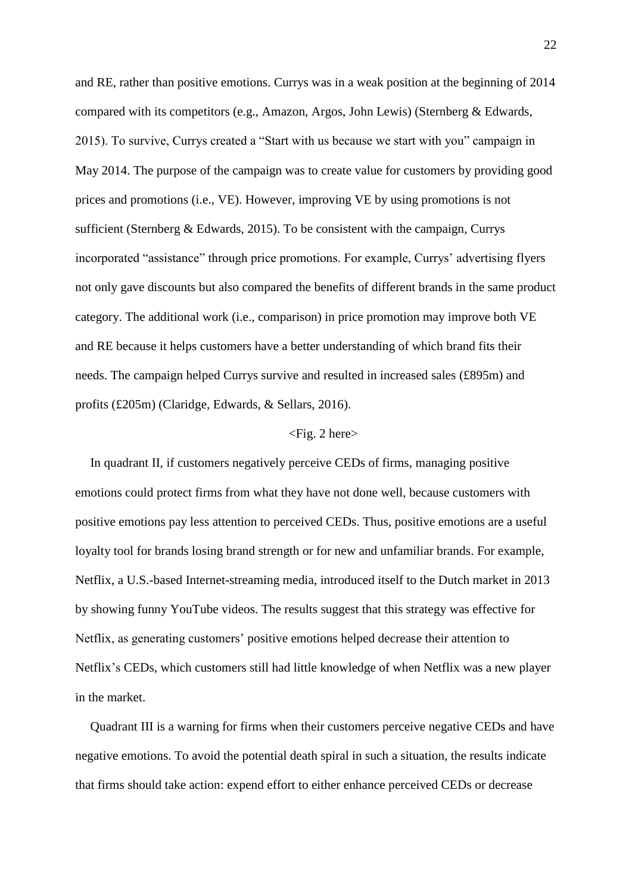and RE, rather than positive emotions. Currys was in a weak position at the beginning of 2014 compared with its competitors (e.g., Amazon, Argos, John Lewis) (Sternberg & Edwards, 2015). To survive, Currys created a "Start with us because we start with you" campaign in May 2014. The purpose of the campaign was to create value for customers by providing good prices and promotions (i.e., VE). However, improving VE by using promotions is not sufficient (Sternberg & Edwards, 2015). To be consistent with the campaign, Currys incorporated "assistance" through price promotions. For example, Currys' advertising flyers not only gave discounts but also compared the benefits of different brands in the same product category. The additional work (i.e., comparison) in price promotion may improve both VE and RE because it helps customers have a better understanding of which brand fits their needs. The campaign helped Currys survive and resulted in increased sales (£895m) and profits (£205m) (Claridge, Edwards, & Sellars, 2016).

<Fig. 2 here>

In quadrant II, if customers negatively perceive CEDs of firms, managing positive emotions could protect firms from what they have not done well, because customers with positive emotions pay less attention to perceived CEDs. Thus, positive emotions are a useful loyalty tool for brands losing brand strength or for new and unfamiliar brands. For example, Netflix, a U.S.-based Internet-streaming media, introduced itself to the Dutch market in 2013 by showing funny YouTube videos. The results suggest that this strategy was effective for Netflix, as generating customers' positive emotions helped decrease their attention to Netflix's CEDs, which customers still had little knowledge of when Netflix was a new player in the market.

Quadrant III is a warning for firms when their customers perceive negative CEDs and have negative emotions. To avoid the potential death spiral in such a situation, the results indicate that firms should take action: expend effort to either enhance perceived CEDs or decrease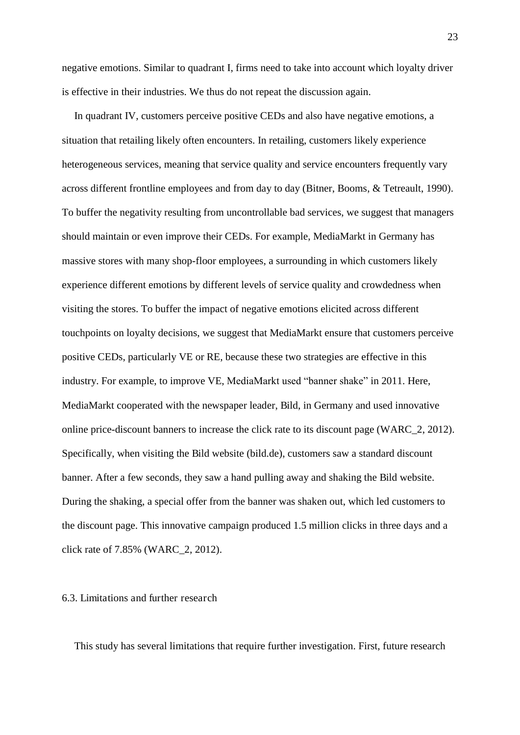negative emotions. Similar to quadrant I, firms need to take into account which loyalty driver is effective in their industries. We thus do not repeat the discussion again.

In quadrant IV, customers perceive positive CEDs and also have negative emotions, a situation that retailing likely often encounters. In retailing, customers likely experience heterogeneous services, meaning that service quality and service encounters frequently vary across different frontline employees and from day to day (Bitner, Booms, & Tetreault, 1990). To buffer the negativity resulting from uncontrollable bad services, we suggest that managers should maintain or even improve their CEDs. For example, MediaMarkt in Germany has massive stores with many shop-floor employees, a surrounding in which customers likely experience different emotions by different levels of service quality and crowdedness when visiting the stores. To buffer the impact of negative emotions elicited across different touchpoints on loyalty decisions, we suggest that MediaMarkt ensure that customers perceive positive CEDs, particularly VE or RE, because these two strategies are effective in this industry. For example, to improve VE, MediaMarkt used "banner shake" in 2011. Here, MediaMarkt cooperated with the newspaper leader, Bild, in Germany and used innovative online price-discount banners to increase the click rate to its discount page (WARC_2, 2012). Specifically, when visiting the Bild website (bild.de), customers saw a standard discount banner. After a few seconds, they saw a hand pulling away and shaking the Bild website. During the shaking, a special offer from the banner was shaken out, which led customers to the discount page. This innovative campaign produced 1.5 million clicks in three days and a click rate of 7.85% (WARC_2, 2012).

## 6.3. Limitations and further research

This study has several limitations that require further investigation. First, future research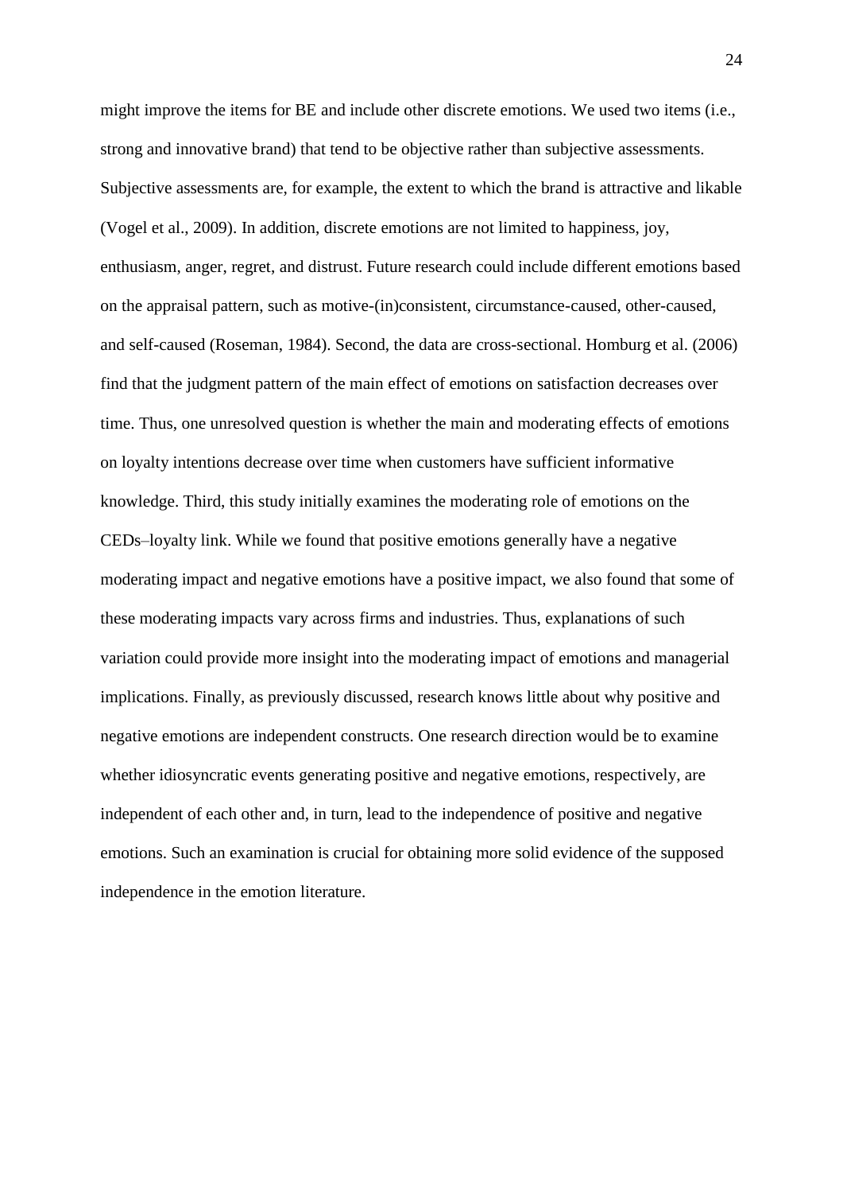might improve the items for BE and include other discrete emotions. We used two items (i.e., strong and innovative brand) that tend to be objective rather than subjective assessments. Subjective assessments are, for example, the extent to which the brand is attractive and likable (Vogel et al., 2009). In addition, discrete emotions are not limited to happiness, joy, enthusiasm, anger, regret, and distrust. Future research could include different emotions based on the appraisal pattern, such as motive-(in)consistent, circumstance-caused, other-caused, and self-caused (Roseman, 1984). Second, the data are cross-sectional. Homburg et al. (2006) find that the judgment pattern of the main effect of emotions on satisfaction decreases over time. Thus, one unresolved question is whether the main and moderating effects of emotions on loyalty intentions decrease over time when customers have sufficient informative knowledge. Third, this study initially examines the moderating role of emotions on the CEDs–loyalty link. While we found that positive emotions generally have a negative moderating impact and negative emotions have a positive impact, we also found that some of these moderating impacts vary across firms and industries. Thus, explanations of such variation could provide more insight into the moderating impact of emotions and managerial implications. Finally, as previously discussed, research knows little about why positive and negative emotions are independent constructs. One research direction would be to examine whether idiosyncratic events generating positive and negative emotions, respectively, are independent of each other and, in turn, lead to the independence of positive and negative emotions. Such an examination is crucial for obtaining more solid evidence of the supposed independence in the emotion literature.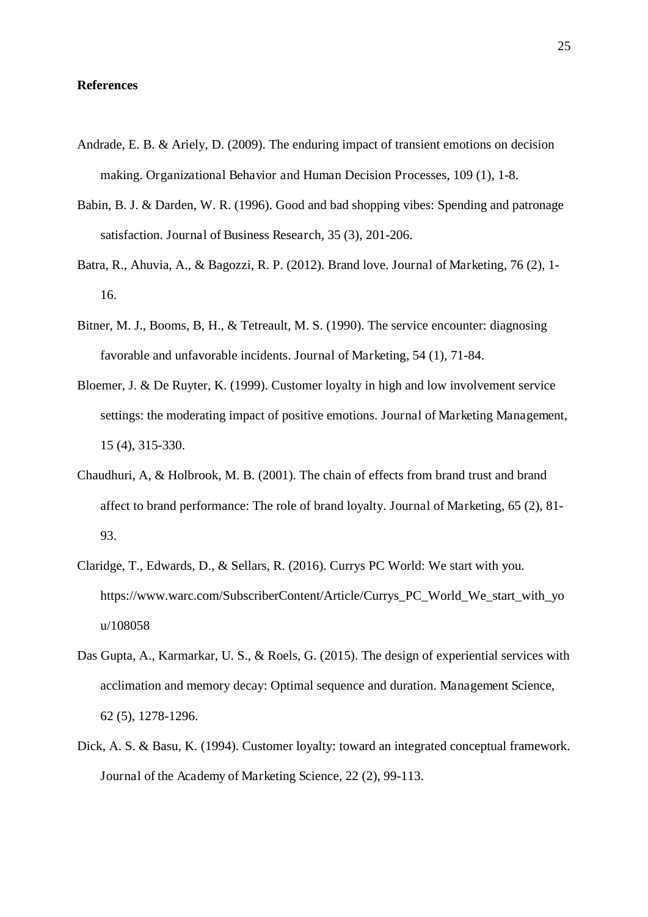**References**

Andrade, E. B. & Ariely, D. (2009). The enduring impact of transient emotions on decision making. Organizational Behavior and Human Decision Processes, 109 (1), 1-8.

Babin, B. J. & Darden, W. R. (1996). Good and bad shopping vibes: Spending and patronage satisfaction. Journal of Business Research, 35 (3), 201-206.

Batra, R., Ahuvia, A., & Bagozzi, R. P. (2012). Brand love. Journal of Marketing, 76 (2), 1-16.

Bitner, M. J., Booms, B, H., & Tetreault, M. S. (1990). The service encounter: diagnosing favorable and unfavorable incidents. Journal of Marketing, 54 (1), 71-84.

Bloemer, J. & De Ruyter, K. (1999). Customer loyalty in high and low involvement service settings: the moderating impact of positive emotions. Journal of Marketing Management, 15 (4), 315-330.

Chaudhuri, A, & Holbrook, M. B. (2001). The chain of effects from brand trust and brand affect to brand performance: The role of brand loyalty. Journal of Marketing, 65 (2), 81-93.

Claridge, T., Edwards, D., & Sellars, R. (2016). Currys PC World: We start with you. https://www.warc.com/SubscriberContent/Article/Currys_PC_World_We_start_with_you/108058

Das Gupta, A., Karmarkar, U. S., & Roels, G. (2015). The design of experiential services with acclimation and memory decay: Optimal sequence and duration. Management Science, 62 (5), 1278-1296.

Dick, A. S. & Basu, K. (1994). Customer loyalty: toward an integrated conceptual framework. Journal of the Academy of Marketing Science, 22 (2), 99-113.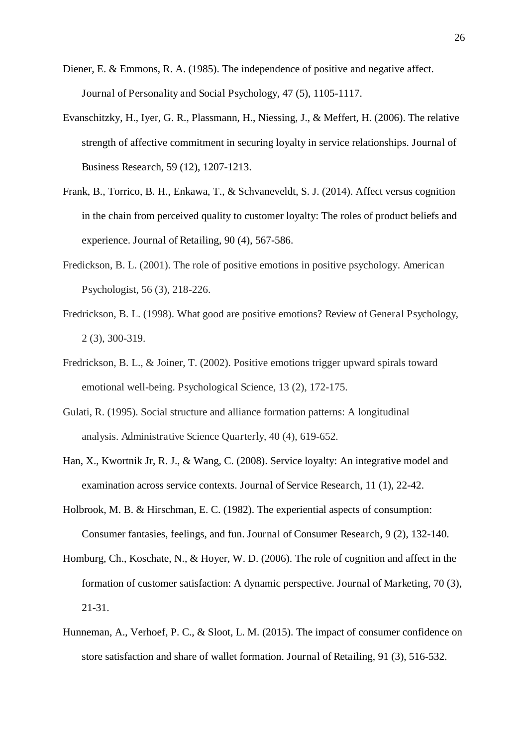Diener, E. & Emmons, R. A. (1985). The independence of positive and negative affect. Journal of Personality and Social Psychology, 47 (5), 1105-1117.

Evanschitzky, H., Iyer, G. R., Plassmann, H., Niessing, J., & Meffert, H. (2006). The relative strength of affective commitment in securing loyalty in service relationships. Journal of Business Research, 59 (12), 1207-1213.

Frank, B., Torrico, B. H., Enkawa, T., & Schvaneveldt, S. J. (2014). Affect versus cognition in the chain from perceived quality to customer loyalty: The roles of product beliefs and experience. Journal of Retailing, 90 (4), 567-586.

Fredickson, B. L. (2001). The role of positive emotions in positive psychology. American Psychologist, 56 (3), 218-226.

Fredrickson, B. L. (1998). What good are positive emotions? Review of General Psychology, 2 (3), 300-319.

Fredrickson, B. L., & Joiner, T. (2002). Positive emotions trigger upward spirals toward emotional well-being. Psychological Science, 13 (2), 172-175.

Gulati, R. (1995). Social structure and alliance formation patterns: A longitudinal analysis. Administrative Science Quarterly, 40 (4), 619-652.

Han, X., Kwortnik Jr, R. J., & Wang, C. (2008). Service loyalty: An integrative model and examination across service contexts. Journal of Service Research, 11 (1), 22-42.

Holbrook, M. B. & Hirschman, E. C. (1982). The experiential aspects of consumption: Consumer fantasies, feelings, and fun. Journal of Consumer Research, 9 (2), 132-140.

Homburg, Ch., Koschate, N., & Hoyer, W. D. (2006). The role of cognition and affect in the formation of customer satisfaction: A dynamic perspective. Journal of Marketing, 70 (3), 21-31.

Hunneman, A., Verhoef, P. C., & Sloot, L. M. (2015). The impact of consumer confidence on store satisfaction and share of wallet formation. Journal of Retailing, 91 (3), 516-532.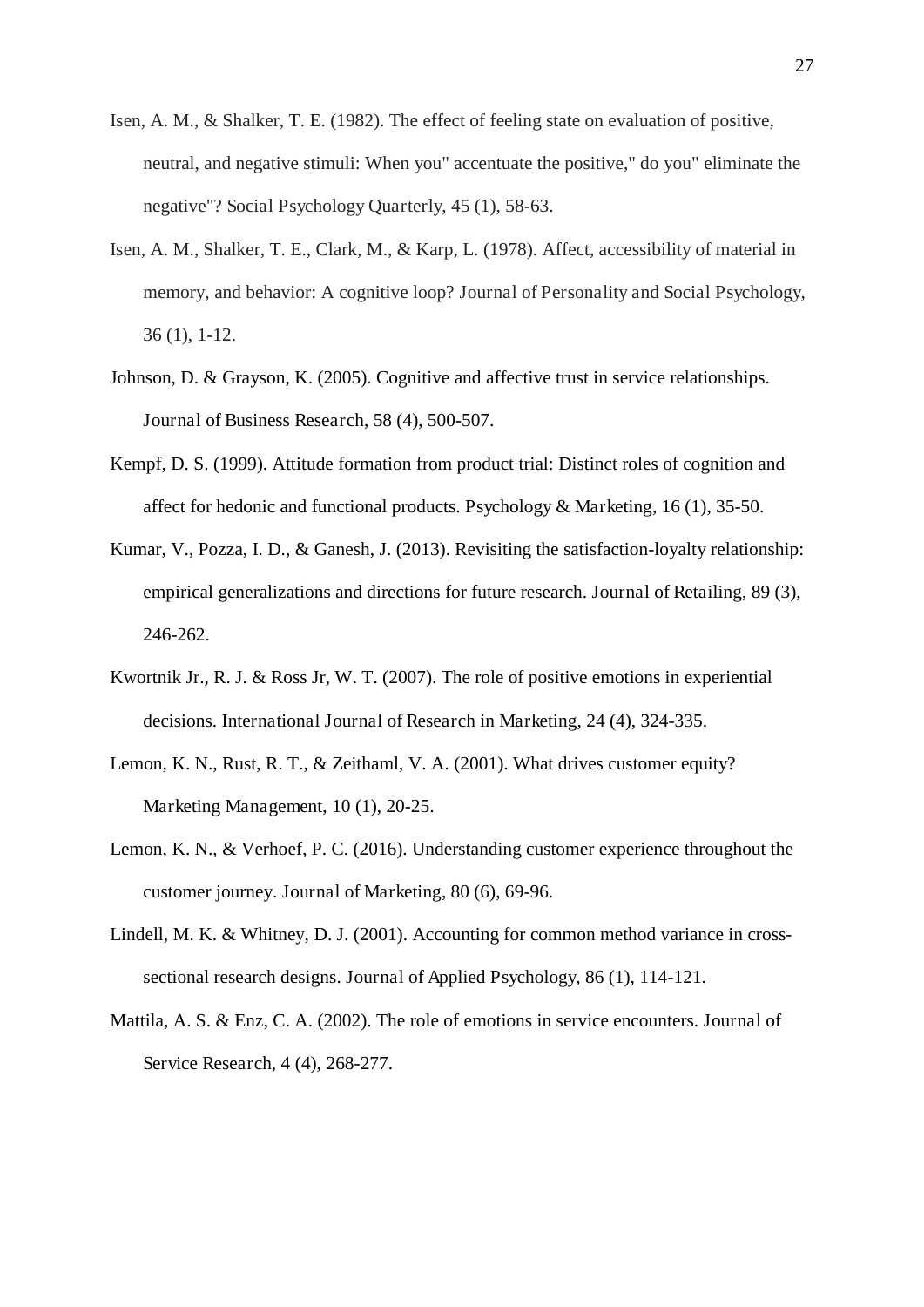Isen, A. M., & Shalker, T. E. (1982). The effect of feeling state on evaluation of positive, neutral, and negative stimuli: When you" accentuate the positive," do you" eliminate the negative"? Social Psychology Quarterly, 45 (1), 58-63.

Isen, A. M., Shalker, T. E., Clark, M., & Karp, L. (1978). Affect, accessibility of material in memory, and behavior: A cognitive loop? Journal of Personality and Social Psychology, 36 (1), 1-12.

Johnson, D. & Grayson, K. (2005). Cognitive and affective trust in service relationships. Journal of Business Research, 58 (4), 500-507.

Kempf, D. S. (1999). Attitude formation from product trial: Distinct roles of cognition and affect for hedonic and functional products. Psychology & Marketing, 16 (1), 35-50.

Kumar, V., Pozza, I. D., & Ganesh, J. (2013). Revisiting the satisfaction-loyalty relationship: empirical generalizations and directions for future research. Journal of Retailing, 89 (3), 246-262.

Kwortnik Jr., R. J. & Ross Jr, W. T. (2007). The role of positive emotions in experiential decisions. International Journal of Research in Marketing, 24 (4), 324-335.

Lemon, K. N., Rust, R. T., & Zeithaml, V. A. (2001). What drives customer equity? Marketing Management, 10 (1), 20-25.

Lemon, K. N., & Verhoef, P. C. (2016). Understanding customer experience throughout the customer journey. Journal of Marketing, 80 (6), 69-96.

Lindell, M. K. & Whitney, D. J. (2001). Accounting for common method variance in cross-sectional research designs. Journal of Applied Psychology, 86 (1), 114-121.

Mattila, A. S. & Enz, C. A. (2002). The role of emotions in service encounters. Journal of Service Research, 4 (4), 268-277.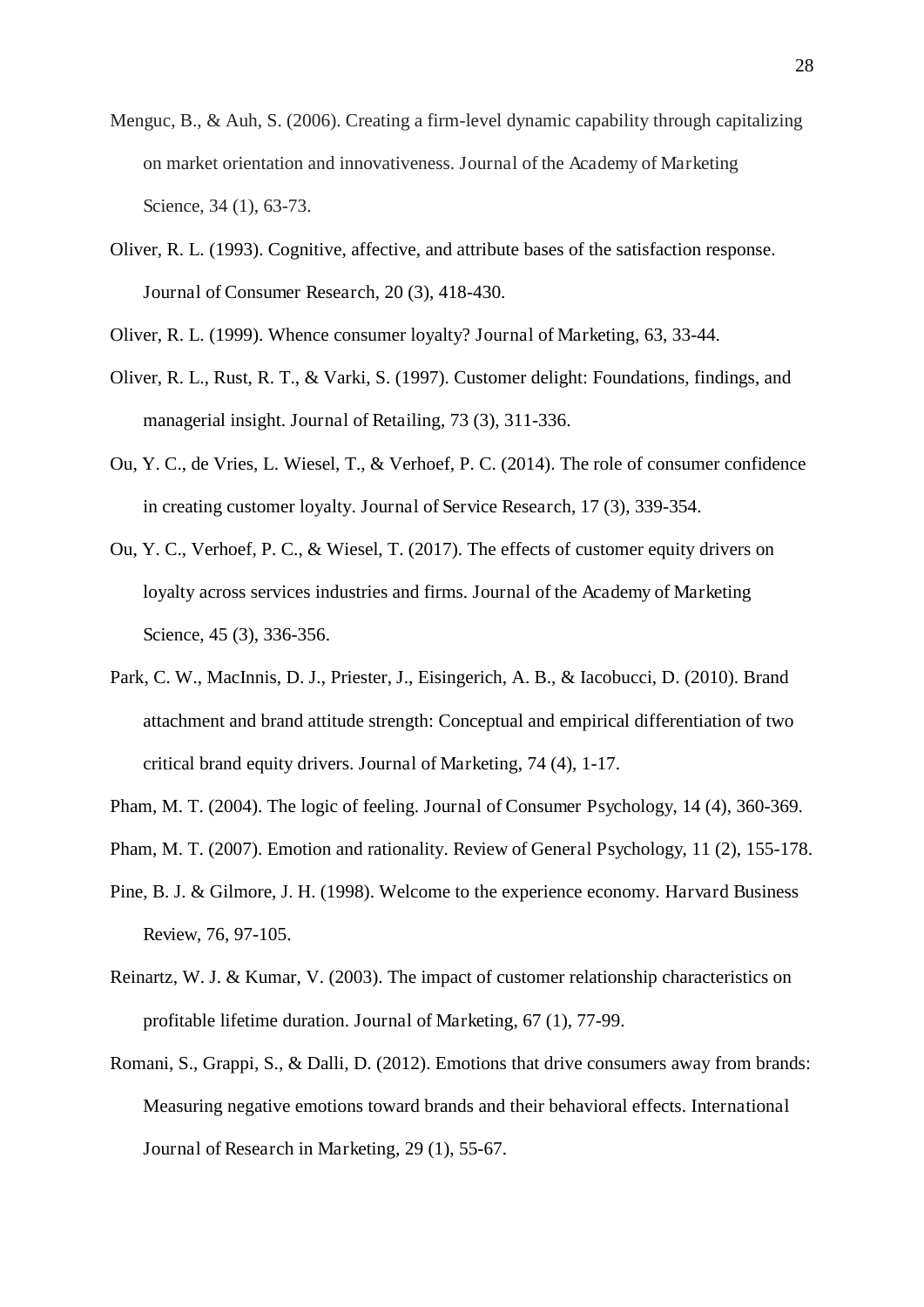Menguc, B., & Auh, S. (2006). Creating a firm-level dynamic capability through capitalizing on market orientation and innovativeness. Journal of the Academy of Marketing Science, 34 (1), 63-73.

Oliver, R. L. (1993). Cognitive, affective, and attribute bases of the satisfaction response. Journal of Consumer Research, 20 (3), 418-430.

Oliver, R. L. (1999). Whence consumer loyalty? Journal of Marketing, 63, 33-44.

Oliver, R. L., Rust, R. T., & Varki, S. (1997). Customer delight: Foundations, findings, and managerial insight. Journal of Retailing, 73 (3), 311-336.

Ou, Y. C., de Vries, L. Wiesel, T., & Verhoef, P. C. (2014). The role of consumer confidence in creating customer loyalty. Journal of Service Research, 17 (3), 339-354.

Ou, Y. C., Verhoef, P. C., & Wiesel, T. (2017). The effects of customer equity drivers on loyalty across services industries and firms. Journal of the Academy of Marketing Science, 45 (3), 336-356.

Park, C. W., MacInnis, D. J., Priester, J., Eisingerich, A. B., & Iacobucci, D. (2010). Brand attachment and brand attitude strength: Conceptual and empirical differentiation of two critical brand equity drivers. Journal of Marketing, 74 (4), 1-17.

Pham, M. T. (2004). The logic of feeling. Journal of Consumer Psychology, 14 (4), 360-369.

Pham, M. T. (2007). Emotion and rationality. Review of General Psychology, 11 (2), 155-178.

Pine, B. J. & Gilmore, J. H. (1998). Welcome to the experience economy. Harvard Business Review, 76, 97-105.

Reinartz, W. J. & Kumar, V. (2003). The impact of customer relationship characteristics on profitable lifetime duration. Journal of Marketing, 67 (1), 77-99.

Romani, S., Grappi, S., & Dalli, D. (2012). Emotions that drive consumers away from brands: Measuring negative emotions toward brands and their behavioral effects. International Journal of Research in Marketing, 29 (1), 55-67.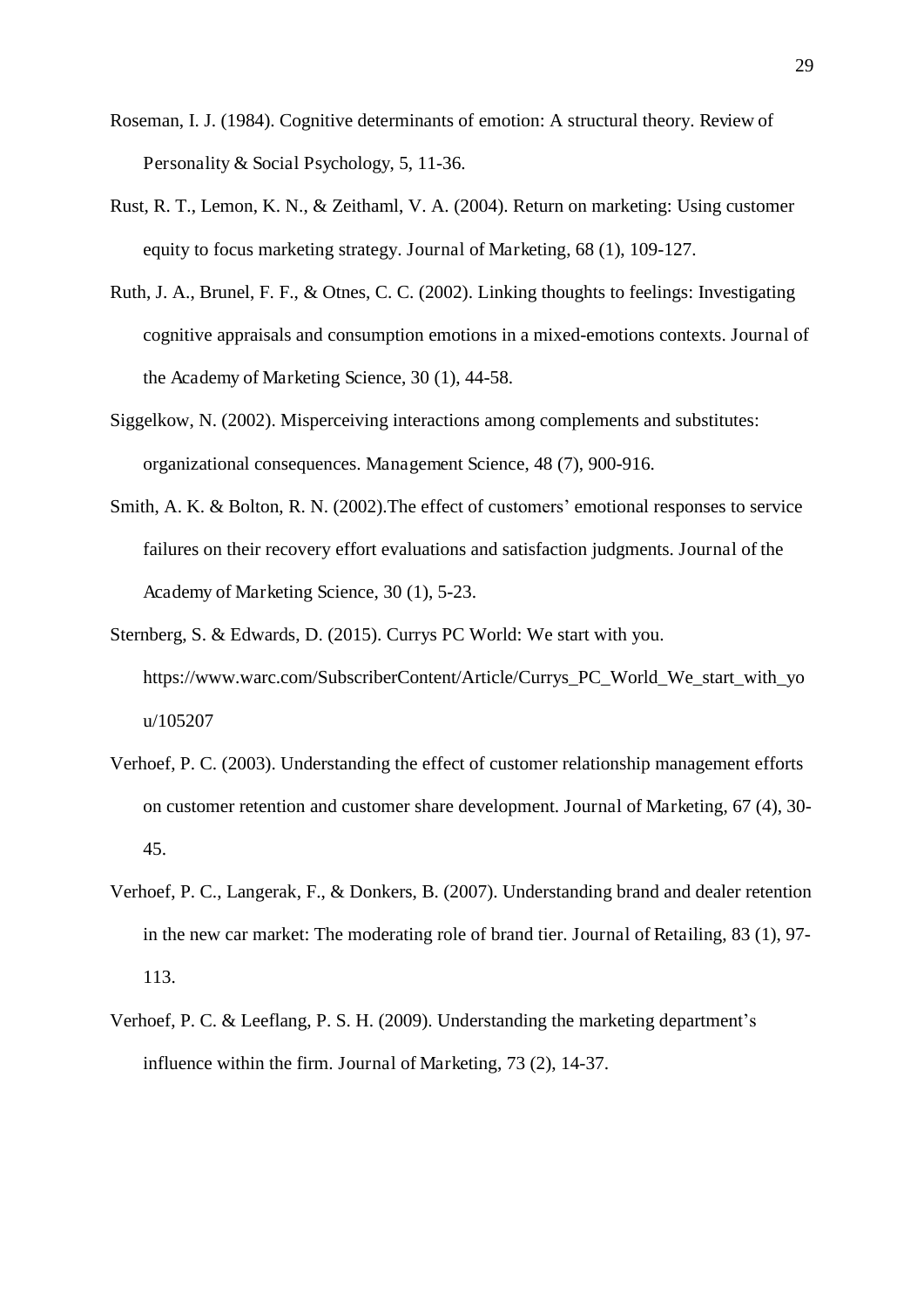Roseman, I. J. (1984). Cognitive determinants of emotion: A structural theory. Review of Personality & Social Psychology, 5, 11-36.

Rust, R. T., Lemon, K. N., & Zeithaml, V. A. (2004). Return on marketing: Using customer equity to focus marketing strategy. Journal of Marketing, 68 (1), 109-127.

Ruth, J. A., Brunel, F. F., & Otnes, C. C. (2002). Linking thoughts to feelings: Investigating cognitive appraisals and consumption emotions in a mixed-emotions contexts. Journal of the Academy of Marketing Science, 30 (1), 44-58.

Siggelkow, N. (2002). Misperceiving interactions among complements and substitutes: organizational consequences. Management Science, 48 (7), 900-916.

Smith, A. K. & Bolton, R. N. (2002).The effect of customers' emotional responses to service failures on their recovery effort evaluations and satisfaction judgments. Journal of the Academy of Marketing Science, 30 (1), 5-23.

Sternberg, S. & Edwards, D. (2015). Currys PC World: We start with you. https://www.warc.com/SubscriberContent/Article/Currys_PC_World_We_start_with_you/105207

Verhoef, P. C. (2003). Understanding the effect of customer relationship management efforts on customer retention and customer share development. Journal of Marketing, 67 (4), 30-45.

Verhoef, P. C., Langerak, F., & Donkers, B. (2007). Understanding brand and dealer retention in the new car market: The moderating role of brand tier. Journal of Retailing, 83 (1), 97-113.

Verhoef, P. C. & Leeflang, P. S. H. (2009). Understanding the marketing department's influence within the firm. Journal of Marketing, 73 (2), 14-37.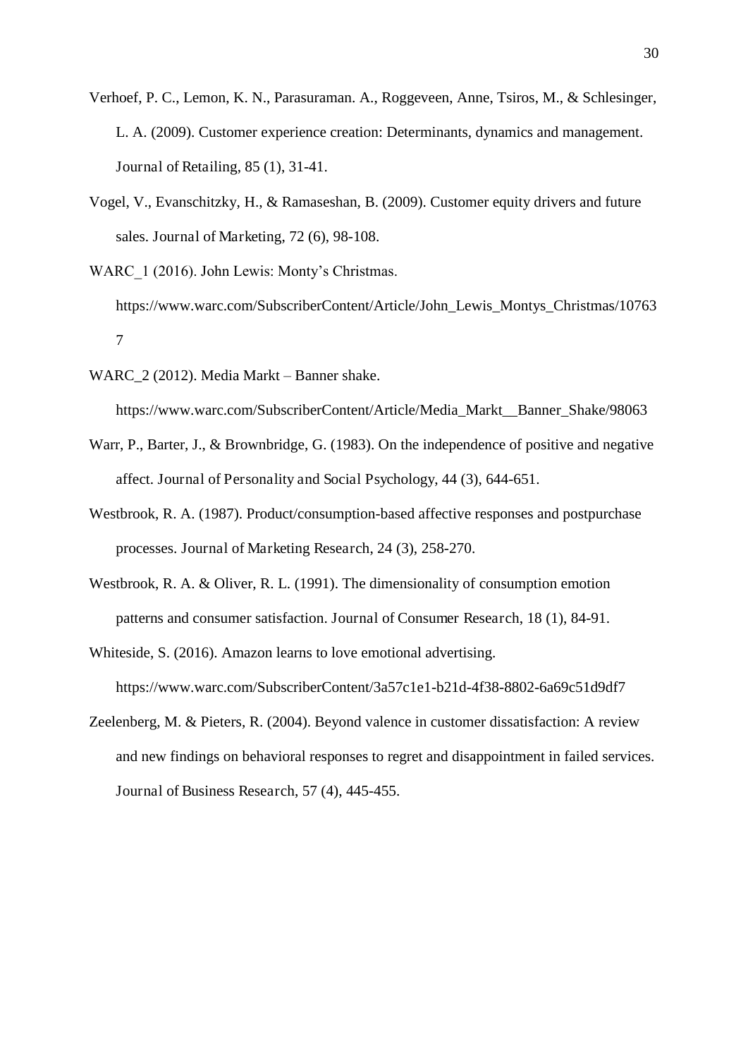Verhoef, P. C., Lemon, K. N., Parasuraman. A., Roggeveen, Anne, Tsiros, M., & Schlesinger, L. A. (2009). Customer experience creation: Determinants, dynamics and management. Journal of Retailing, 85 (1), 31-41.

Vogel, V., Evanschitzky, H., & Ramaseshan, B. (2009). Customer equity drivers and future sales. Journal of Marketing, 72 (6), 98-108.

WARC_1 (2016). John Lewis: Monty's Christmas. https://www.warc.com/SubscriberContent/Article/John_Lewis_Montys_Christmas/107637

WARC_2 (2012). Media Markt – Banner shake. https://www.warc.com/SubscriberContent/Article/Media_Markt__Banner_Shake/98063

Warr, P., Barter, J., & Brownbridge, G. (1983). On the independence of positive and negative affect. Journal of Personality and Social Psychology, 44 (3), 644-651.

Westbrook, R. A. (1987). Product/consumption-based affective responses and postpurchase processes. Journal of Marketing Research, 24 (3), 258-270.

Westbrook, R. A. & Oliver, R. L. (1991). The dimensionality of consumption emotion patterns and consumer satisfaction. Journal of Consumer Research, 18 (1), 84-91.

Whiteside, S. (2016). Amazon learns to love emotional advertising. https://www.warc.com/SubscriberContent/3a57c1e1-b21d-4f38-8802-6a69c51d9df7

Zeelenberg, M. & Pieters, R. (2004). Beyond valence in customer dissatisfaction: A review and new findings on behavioral responses to regret and disappointment in failed services. Journal of Business Research, 57 (4), 445-455.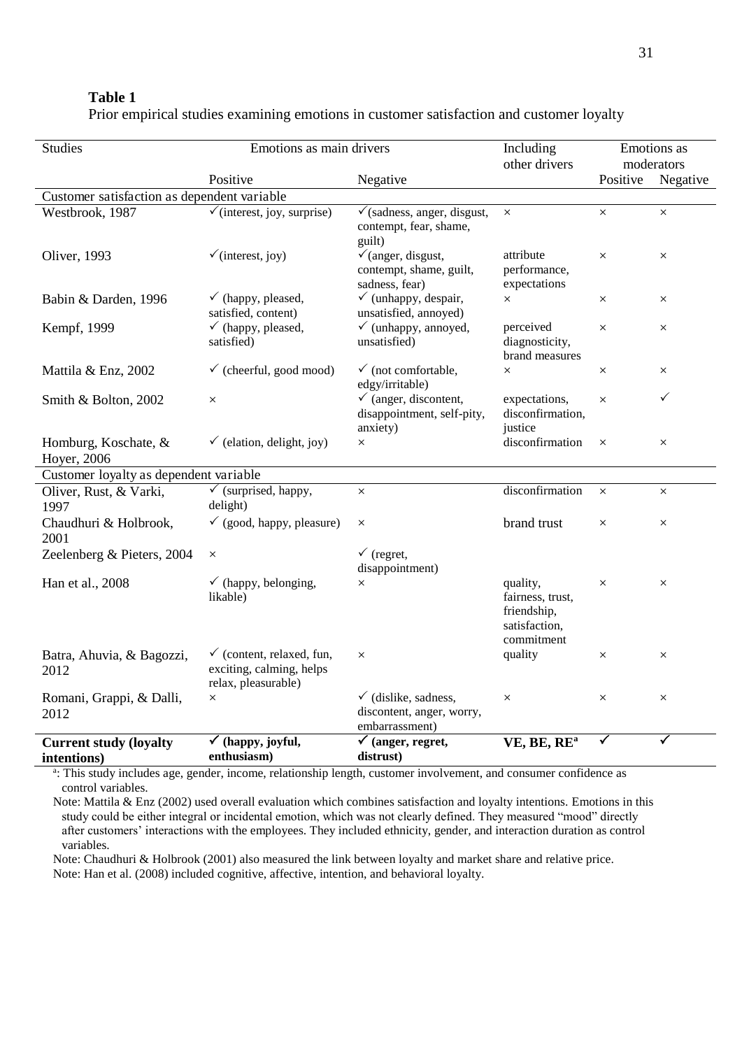**Table 1**

Prior empirical studies examining emotions in customer satisfaction and customer loyalty

| Studies | Emotions as main drivers | | Including other drivers | Emotions as moderators | |
|---|---|---|---|---|---|
| | Positive | Negative | | Positive | Negative |
| *Customer satisfaction as dependent variable* | | | | | |
| Westbrook, 1987 | ✓(interest, joy, surprise) | ✓(sadness, anger, disgust, contempt, fear, shame, guilt) | × | × | × |
| Oliver, 1993 | ✓(interest, joy) | ✓(anger, disgust, contempt, shame, guilt, sadness, fear) | attribute performance, expectations | × | × |
| Babin & Darden, 1996 | ✓ (happy, pleased, satisfied, content) | ✓ (unhappy, despair, unsatisfied, annoyed) | × | × | × |
| Kempf, 1999 | ✓ (happy, pleased, satisfied) | ✓ (unhappy, annoyed, unsatisfied) | perceived diagnosticity, brand measures | × | × |
| Mattila & Enz, 2002 | ✓ (cheerful, good mood) | ✓ (not comfortable, edgy/irritable) | × | × | × |
| Smith & Bolton, 2002 | × | ✓ (anger, discontent, disappointment, self-pity, anxiety) | expectations, disconfirmation, justice | × | ✓ |
| Homburg, Koschate, & Hoyer, 2006 | ✓ (elation, delight, joy) | × | disconfirmation | × | × |
| *Customer loyalty as dependent variable* | | | | | |
| Oliver, Rust, & Varki, 1997 | ✓ (surprised, happy, delight) | × | disconfirmation | × | × |
| Chaudhuri & Holbrook, 2001 | ✓ (good, happy, pleasure) | × | brand trust | × | × |
| Zeelenberg & Pieters, 2004 | × | ✓ (regret, disappointment) | | | |
| Han et al., 2008 | ✓ (happy, belonging, likable) | × | quality, fairness, trust, friendship, satisfaction, commitment | × | × |
| Batra, Ahuvia, & Bagozzi, 2012 | ✓ (content, relaxed, fun, exciting, calming, helps relax, pleasurable) | × | quality | × | × |
| Romani, Grappi, & Dalli, 2012 | × | ✓ (dislike, sadness, discontent, anger, worry, embarrassment) | × | × | × |
| **Current study (loyalty intentions)** | **✓ (happy, joyful, enthusiasm)** | **✓ (anger, regret, distrust)** | **VE, BE, RE[a]** | **✓** | **✓** |

[a]: This study includes age, gender, income, relationship length, customer involvement, and consumer confidence as control variables.

Note: Mattila & Enz (2002) used overall evaluation which combines satisfaction and loyalty intentions. Emotions in this study could be either integral or incidental emotion, which was not clearly defined. They measured "mood" directly after customers' interactions with the employees. They included ethnicity, gender, and interaction duration as control variables.

Note: Chaudhuri & Holbrook (2001) also measured the link between loyalty and market share and relative price.

Note: Han et al. (2008) included cognitive, affective, intention, and behavioral loyalty.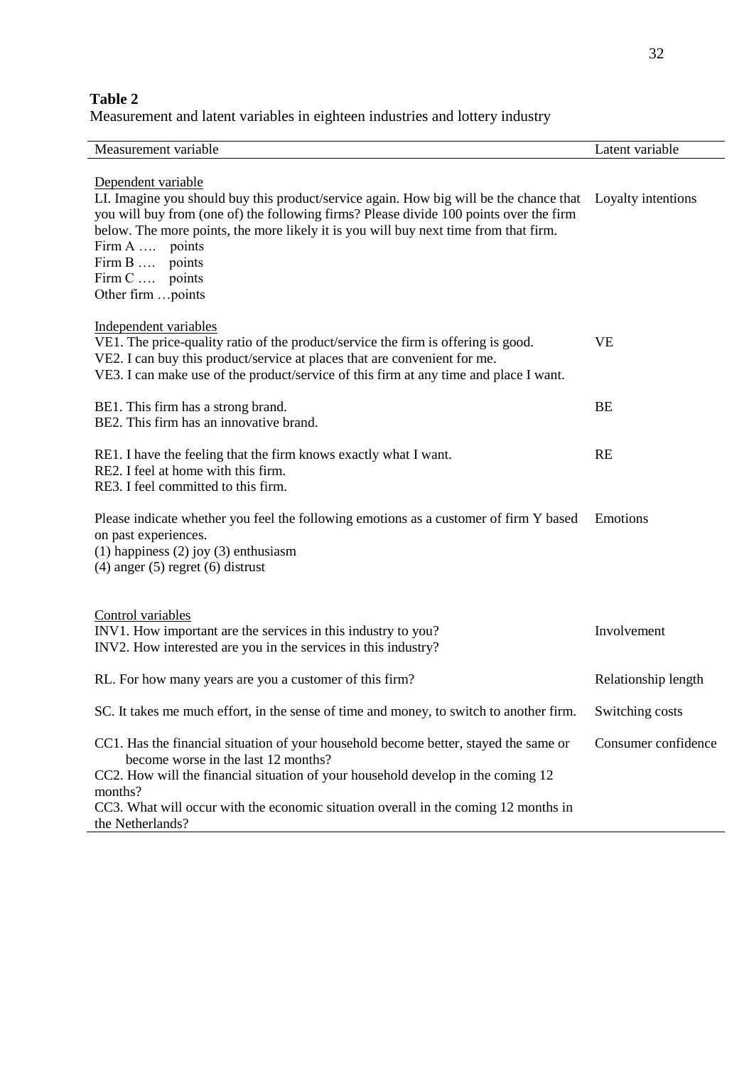**Table 2**

Measurement and latent variables in eighteen industries and lottery industry

| Measurement variable | Latent variable |
|---|---|
| Dependent variable | |
| LI. Imagine you should buy this product/service again. How big will be the chance that you will buy from (one of) the following firms? Please divide 100 points over the firm below. The more points, the more likely it is you will buy next time from that firm.<br>Firm A …. points<br>Firm B …. points<br>Firm C …. points<br>Other firm …points | Loyalty intentions |
| Independent variables | |
| VE1. The price-quality ratio of the product/service the firm is offering is good.<br>VE2. I can buy this product/service at places that are convenient for me.<br>VE3. I can make use of the product/service of this firm at any time and place I want. | VE |
| BE1. This firm has a strong brand.<br>BE2. This firm has an innovative brand. | BE |
| RE1. I have the feeling that the firm knows exactly what I want.<br>RE2. I feel at home with this firm.<br>RE3. I feel committed to this firm. | RE |
| Please indicate whether you feel the following emotions as a customer of firm Y based on past experiences.<br>(1) happiness (2) joy (3) enthusiasm<br>(4) anger (5) regret (6) distrust | Emotions |
| Control variables | |
| INV1. How important are the services in this industry to you?<br>INV2. How interested are you in the services in this industry? | Involvement |
| RL. For how many years are you a customer of this firm? | Relationship length |
| SC. It takes me much effort, in the sense of time and money, to switch to another firm. | Switching costs |
| CC1. Has the financial situation of your household become better, stayed the same or become worse in the last 12 months?<br>CC2. How will the financial situation of your household develop in the coming 12 months?<br>CC3. What will occur with the economic situation overall in the coming 12 months in the Netherlands? | Consumer confidence |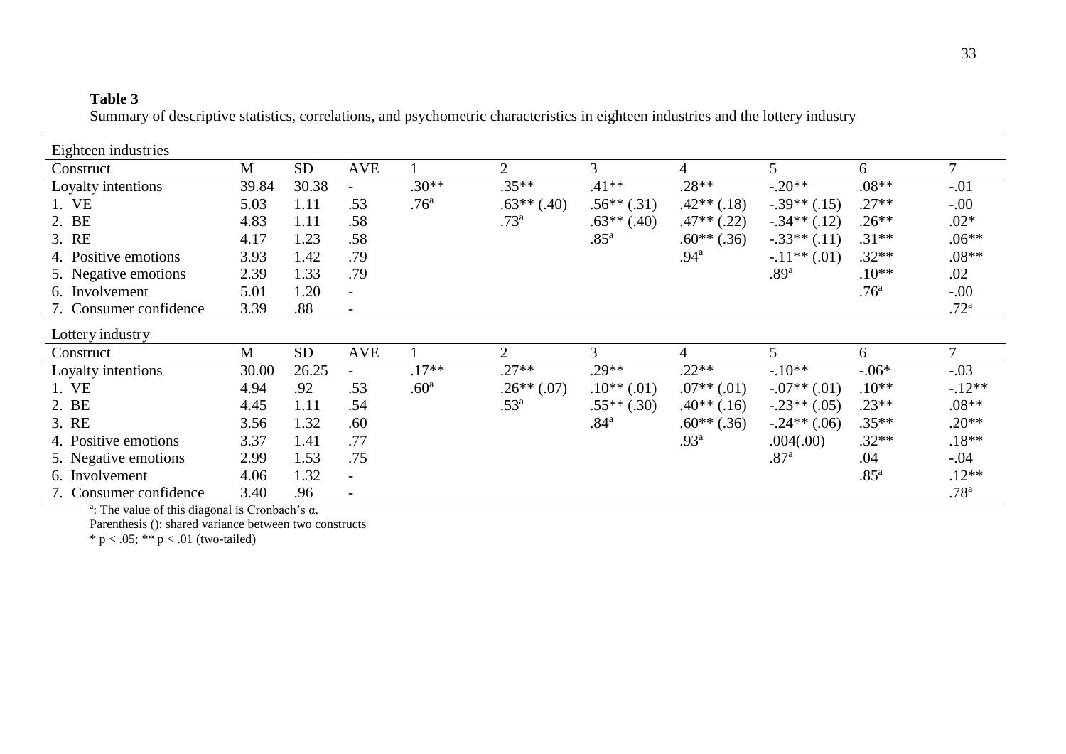**Table 3**

Summary of descriptive statistics, correlations, and psychometric characteristics in eighteen industries and the lottery industry

| Eighteen industries | | | | | | | | | | |
|---|---|---|---|---|---|---|---|---|---|---|
| Construct | M | SD | AVE | 1 | 2 | 3 | 4 | 5 | 6 | 7 |
| Loyalty intentions | 39.84 | 30.38 | - | .30** | .35** | .41** | .28** | -.20** | .08** | -.01 |
| 1. VE | 5.03 | 1.11 | .53 | .76[a] | .63** (.40) | .56** (.31) | .42** (.18) | -.39** (.15) | .27** | -.00 |
| 2. BE | 4.83 | 1.11 | .58 | | .73[a] | .63** (.40) | .47** (.22) | -.34** (.12) | .26** | .02* |
| 3. RE | 4.17 | 1.23 | .58 | | | .85[a] | .60** (.36) | -.33** (.11) | .31** | .06** |
| 4. Positive emotions | 3.93 | 1.42 | .79 | | | | .94[a] | -.11** (.01) | .32** | .08** |
| 5. Negative emotions | 2.39 | 1.33 | .79 | | | | | .89[a] | .10** | .02 |
| 6. Involvement | 5.01 | 1.20 | - | | | | | | .76[a] | -.00 |
| 7. Consumer confidence | 3.39 | .88 | - | | | | | | | .72[a] |
| **Lottery industry** | | | | | | | | | | |
| Construct | M | SD | AVE | 1 | 2 | 3 | 4 | 5 | 6 | 7 |
| Loyalty intentions | 30.00 | 26.25 | - | .17** | .27** | .29** | .22** | -.10** | -.06* | -.03 |
| 1. VE | 4.94 | .92 | .53 | .60[a] | .26** (.07) | .10** (.01) | .07** (.01) | -.07** (.01) | .10** | -.12** |
| 2. BE | 4.45 | 1.11 | .54 | | .53[a] | .55** (.30) | .40** (.16) | -.23** (.05) | .23** | .08** |
| 3. RE | 3.56 | 1.32 | .60 | | | .84[a] | .60** (.36) | -.24** (.06) | .35** | .20** |
| 4. Positive emotions | 3.37 | 1.41 | .77 | | | | .93[a] | .004(.00) | .32** | .18** |
| 5. Negative emotions | 2.99 | 1.53 | .75 | | | | | .87[a] | .04 | -.04 |
| 6. Involvement | 4.06 | 1.32 | - | | | | | | .85[a] | .12** |
| 7. Consumer confidence | 3.40 | .96 | - | | | | | | | .78[a] |

[a]: The value of this diagonal is Cronbach's α.

Parenthesis (): shared variance between two constructs

* $p < .05$; ** $p < .01$ (two-tailed)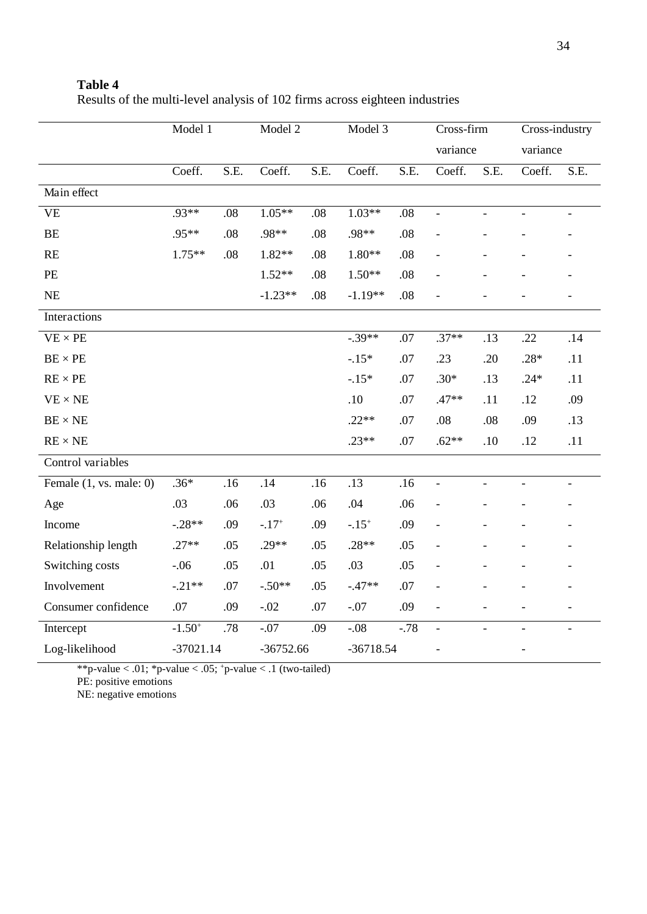**Table 4**

Results of the multi-level analysis of 102 firms across eighteen industries

| | Model 1 | | Model 2 | | Model 3 | | Cross-firm variance | | Cross-industry variance | |
|---|---|---|---|---|---|---|---|---|---|---|
| | Coeff. | S.E. | Coeff. | S.E. | Coeff. | S.E. | Coeff. | S.E. | Coeff. | S.E. |
| Main effect | | | | | | | | | | |
| VE | .93** | .08 | 1.05** | .08 | 1.03** | .08 | - | - | - | - |
| BE | .95** | .08 | .98** | .08 | .98** | .08 | - | - | - | - |
| RE | 1.75** | .08 | 1.82** | .08 | 1.80** | .08 | - | - | - | - |
| PE | | | 1.52** | .08 | 1.50** | .08 | - | - | - | - |
| NE | | | -1.23** | .08 | -1.19** | .08 | - | - | - | - |
| Interactions | | | | | | | | | | |
| VE × PE | | | | | -.39** | .07 | .37** | .13 | .22 | .14 |
| BE × PE | | | | | -.15* | .07 | .23 | .20 | .28* | .11 |
| RE × PE | | | | | -.15* | .07 | .30* | .13 | .24* | .11 |
| VE × NE | | | | | .10 | .07 | .47** | .11 | .12 | .09 |
| BE × NE | | | | | .22** | .07 | .08 | .08 | .09 | .13 |
| RE × NE | | | | | .23** | .07 | .62** | .10 | .12 | .11 |
| Control variables | | | | | | | | | | |
| Female (1, vs. male: 0) | .36* | .16 | .14 | .16 | .13 | .16 | - | - | - | - |
| Age | .03 | .06 | .03 | .06 | .04 | .06 | - | - | - | - |
| Income | -.28** | .09 | -.17⁺ | .09 | -.15⁺ | .09 | - | - | - | - |
| Relationship length | .27** | .05 | .29** | .05 | .28** | .05 | - | - | - | - |
| Switching costs | -.06 | .05 | .01 | .05 | .03 | .05 | - | - | - | - |
| Involvement | -.21** | .07 | -.50** | .05 | -.47** | .07 | - | - | - | - |
| Consumer confidence | .07 | .09 | -.02 | .07 | -.07 | .09 | - | - | - | - |
| Intercept | -1.50⁺ | .78 | -.07 | .09 | -.08 | -.78 | - | - | - | - |
| Log-likelihood | -37021.14 | | -36752.66 | | -36718.54 | | - | | - | |

**p-value < .01; *p-value < .05; ⁺p-value < .1 (two-tailed)

PE: positive emotions

NE: negative emotions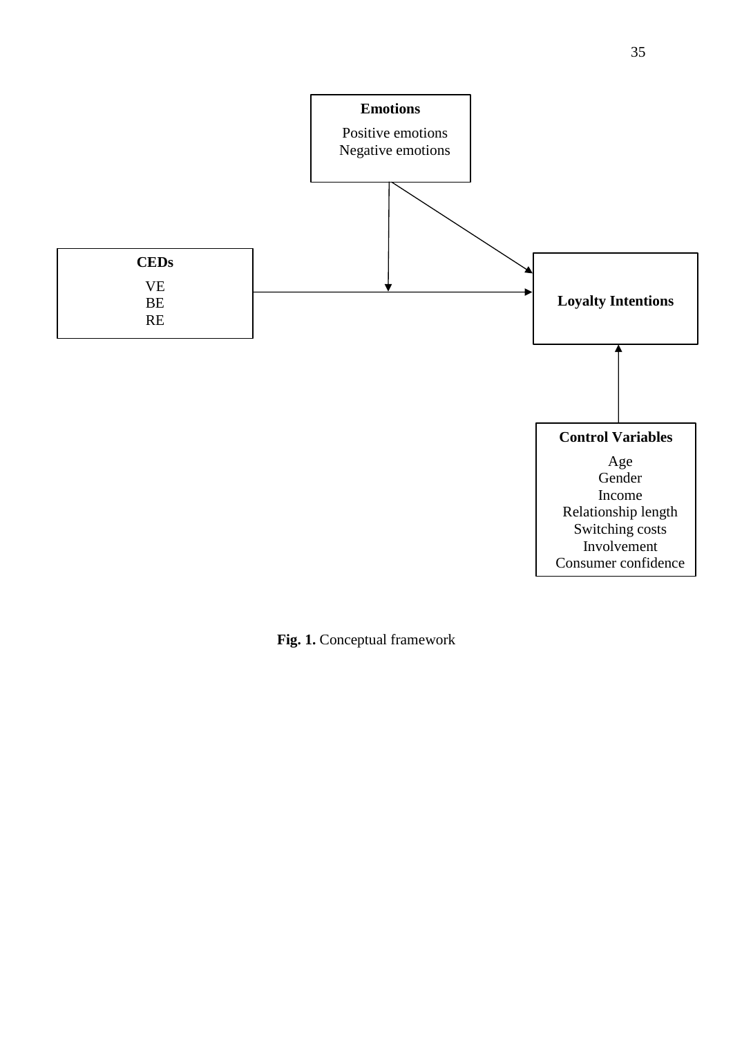**Emotions**

Positive emotions
Negative emotions

**CEDs**

VE
BE
RE

**Loyalty Intentions**

**Control Variables**

Age
Gender
Income
Relationship length
Switching costs
Involvement
Consumer confidence

**Fig. 1.** Conceptual framework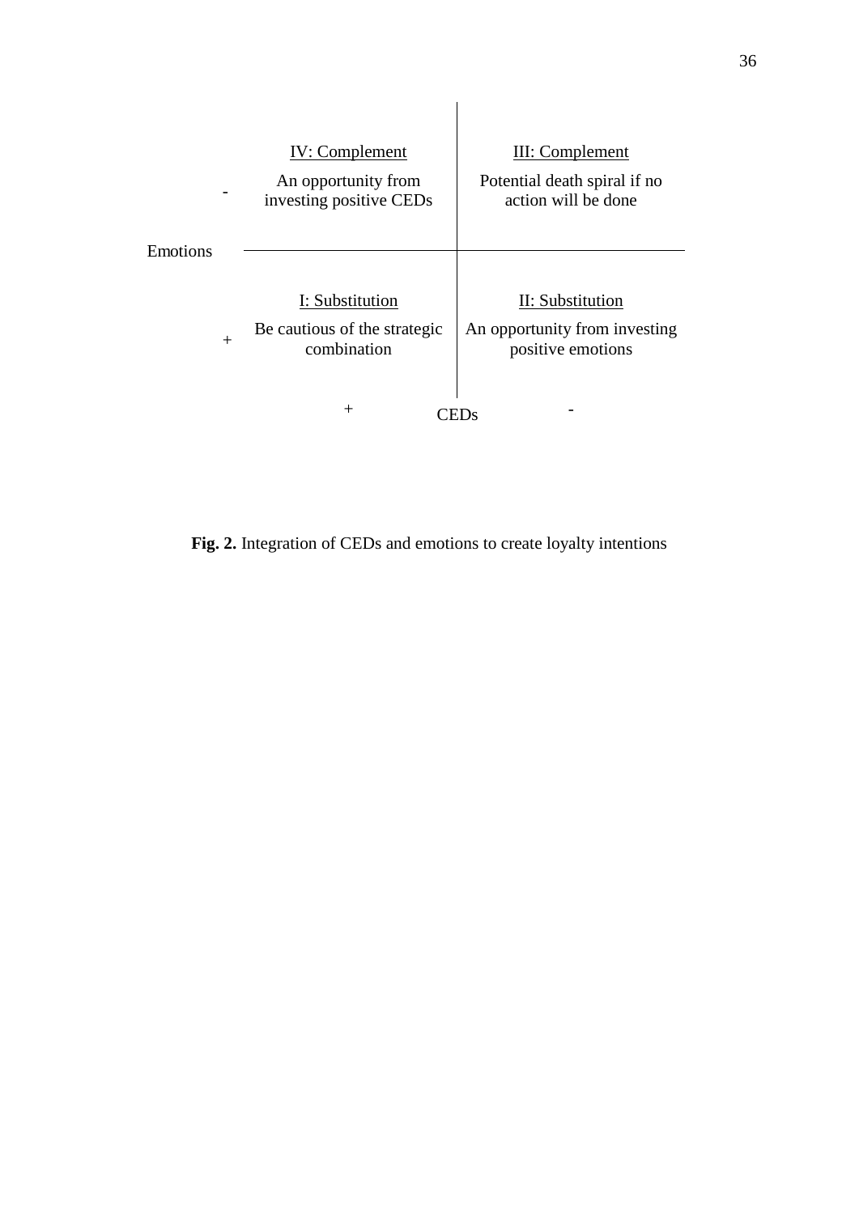IV: Complement

An opportunity from investing positive CEDs

III: Complement

Potential death spiral if no action will be done

I: Substitution

Be cautious of the strategic combination

II: Substitution

An opportunity from investing positive emotions

Emotions

-

+

CEDs

+

-

**Fig. 2.** Integration of CEDs and emotions to create loyalty intentions